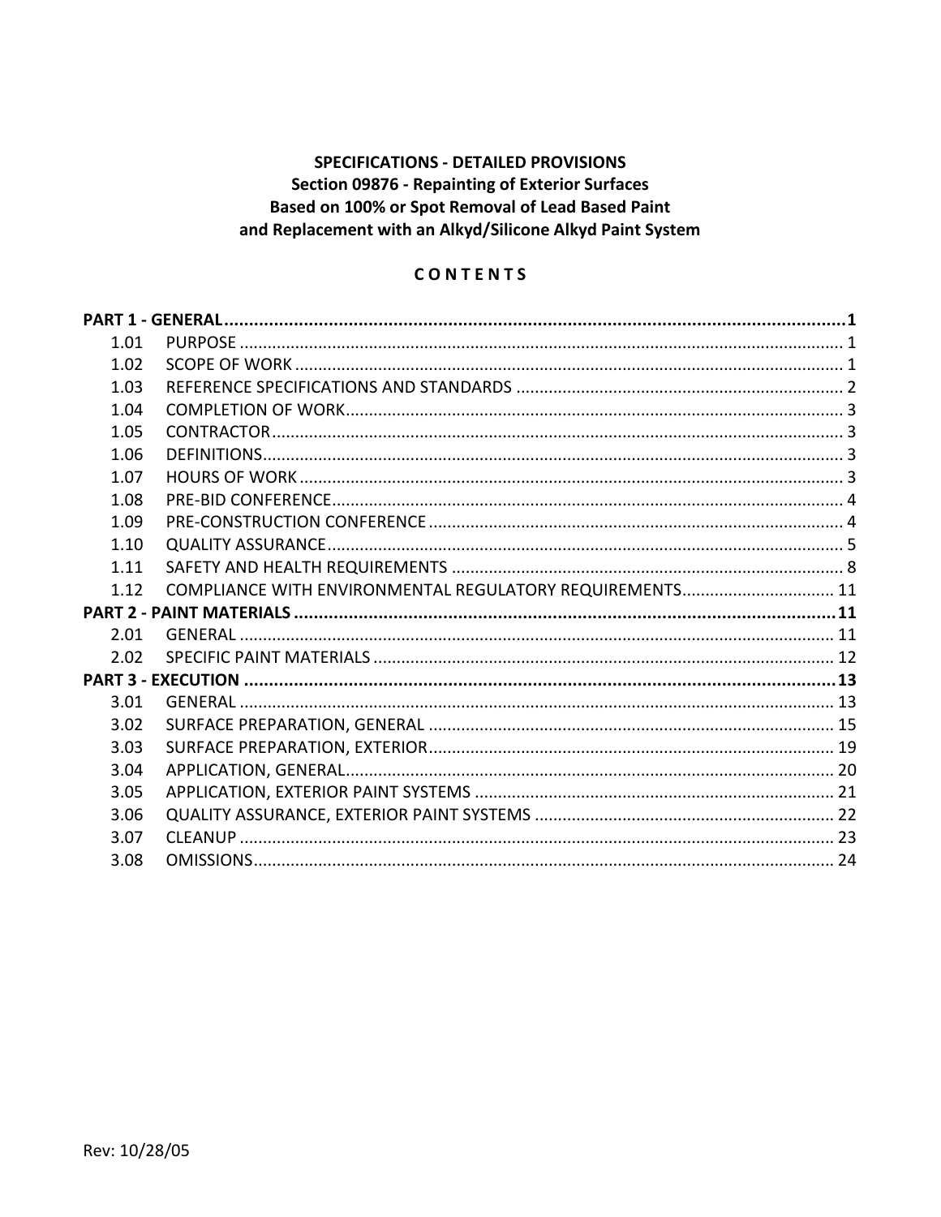**SPECIFICATIONS - DETAILED PROVISIONS**
**Section 09876 - Repainting of Exterior Surfaces**
**Based on 100% or Spot Removal of Lead Based Paint**
**and Replacement with an Alkyd/Silicone Alkyd Paint System**

## CONTENTS

**PART 1 - GENERAL** .......... 1

- 1.01 PURPOSE .......... 1
- 1.02 SCOPE OF WORK .......... 1
- 1.03 REFERENCE SPECIFICATIONS AND STANDARDS .......... 2
- 1.04 COMPLETION OF WORK .......... 3
- 1.05 CONTRACTOR .......... 3
- 1.06 DEFINITIONS .......... 3
- 1.07 HOURS OF WORK .......... 3
- 1.08 PRE-BID CONFERENCE .......... 4
- 1.09 PRE-CONSTRUCTION CONFERENCE .......... 4
- 1.10 QUALITY ASSURANCE .......... 5
- 1.11 SAFETY AND HEALTH REQUIREMENTS .......... 8
- 1.12 COMPLIANCE WITH ENVIRONMENTAL REGULATORY REQUIREMENTS .......... 11

**PART 2 - PAINT MATERIALS** .......... 11

- 2.01 GENERAL .......... 11
- 2.02 SPECIFIC PAINT MATERIALS .......... 12

**PART 3 - EXECUTION** .......... 13

- 3.01 GENERAL .......... 13
- 3.02 SURFACE PREPARATION, GENERAL .......... 15
- 3.03 SURFACE PREPARATION, EXTERIOR .......... 19
- 3.04 APPLICATION, GENERAL .......... 20
- 3.05 APPLICATION, EXTERIOR PAINT SYSTEMS .......... 21
- 3.06 QUALITY ASSURANCE, EXTERIOR PAINT SYSTEMS .......... 22
- 3.07 CLEANUP .......... 23
- 3.08 OMISSIONS .......... 24

Rev: 10/28/05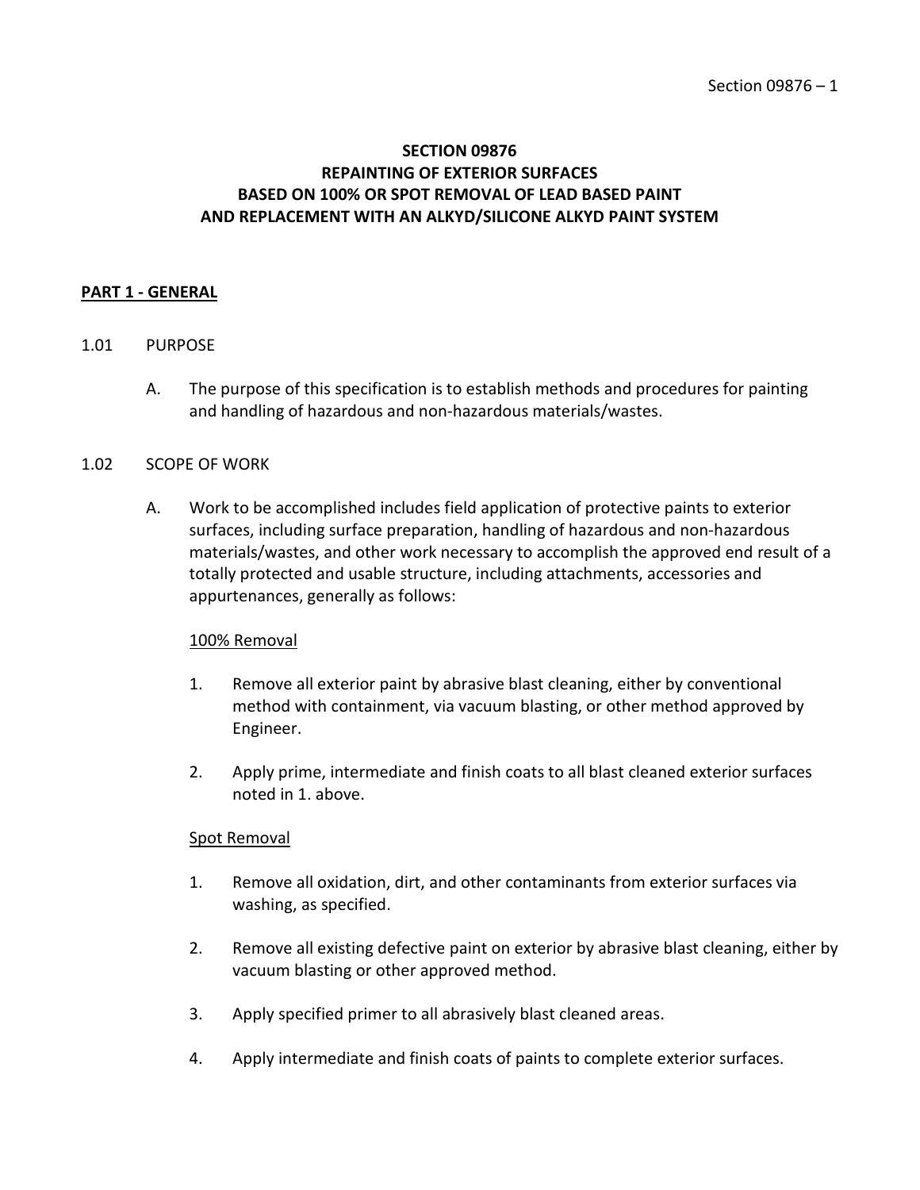# SECTION 09876
# REPAINTING OF EXTERIOR SURFACES
# BASED ON 100% OR SPOT REMOVAL OF LEAD BASED PAINT
# AND REPLACEMENT WITH AN ALKYD/SILICONE ALKYD PAINT SYSTEM

## PART 1 - GENERAL

### 1.01 PURPOSE

A. The purpose of this specification is to establish methods and procedures for painting and handling of hazardous and non-hazardous materials/wastes.

### 1.02 SCOPE OF WORK

A. Work to be accomplished includes field application of protective paints to exterior surfaces, including surface preparation, handling of hazardous and non-hazardous materials/wastes, and other work necessary to accomplish the approved end result of a totally protected and usable structure, including attachments, accessories and appurtenances, generally as follows:

<u>100% Removal</u>

1. Remove all exterior paint by abrasive blast cleaning, either by conventional method with containment, via vacuum blasting, or other method approved by Engineer.
2. Apply prime, intermediate and finish coats to all blast cleaned exterior surfaces noted in 1. above.

<u>Spot Removal</u>

1. Remove all oxidation, dirt, and other contaminants from exterior surfaces via washing, as specified.
2. Remove all existing defective paint on exterior by abrasive blast cleaning, either by vacuum blasting or other approved method.
3. Apply specified primer to all abrasively blast cleaned areas.
4. Apply intermediate and finish coats of paints to complete exterior surfaces.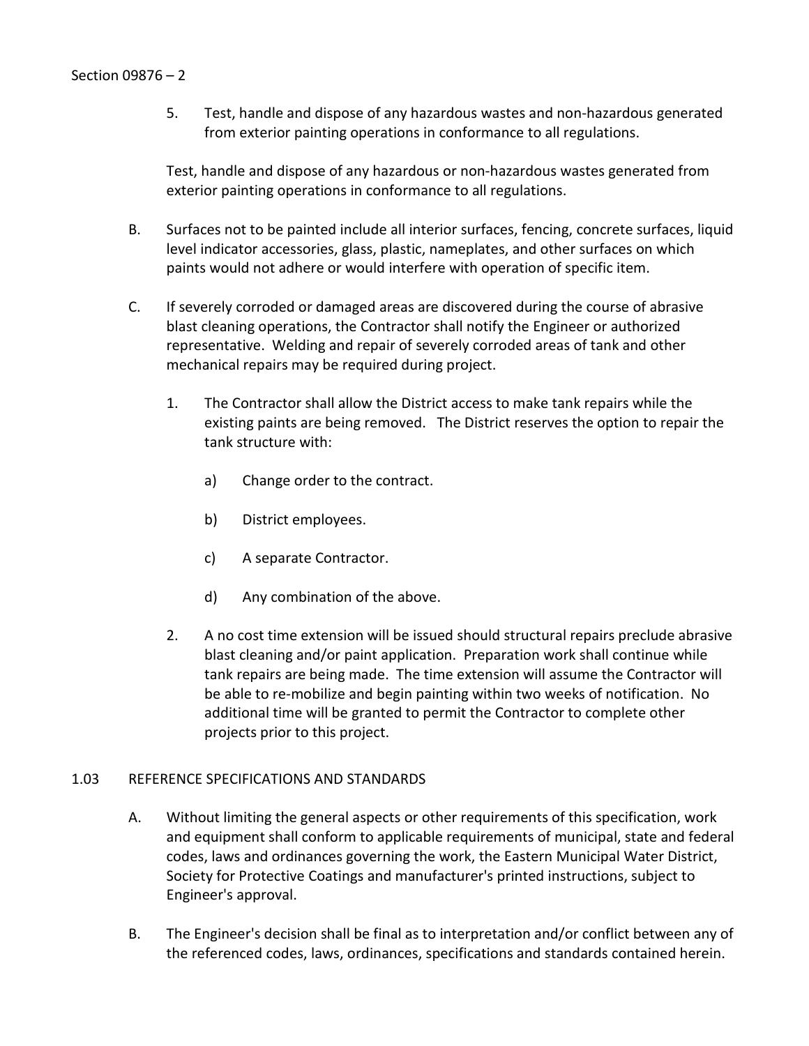5. Test, handle and dispose of any hazardous wastes and non-hazardous generated from exterior painting operations in conformance to all regulations.

   Test, handle and dispose of any hazardous or non-hazardous wastes generated from exterior painting operations in conformance to all regulations.

B. Surfaces not to be painted include all interior surfaces, fencing, concrete surfaces, liquid level indicator accessories, glass, plastic, nameplates, and other surfaces on which paints would not adhere or would interfere with operation of specific item.

C. If severely corroded or damaged areas are discovered during the course of abrasive blast cleaning operations, the Contractor shall notify the Engineer or authorized representative. Welding and repair of severely corroded areas of tank and other mechanical repairs may be required during project.

   1. The Contractor shall allow the District access to make tank repairs while the existing paints are being removed. The District reserves the option to repair the tank structure with:

      a) Change order to the contract.

      b) District employees.

      c) A separate Contractor.

      d) Any combination of the above.

   2. A no cost time extension will be issued should structural repairs preclude abrasive blast cleaning and/or paint application. Preparation work shall continue while tank repairs are being made. The time extension will assume the Contractor will be able to re-mobilize and begin painting within two weeks of notification. No additional time will be granted to permit the Contractor to complete other projects prior to this project.

## 1.03 REFERENCE SPECIFICATIONS AND STANDARDS

A. Without limiting the general aspects or other requirements of this specification, work and equipment shall conform to applicable requirements of municipal, state and federal codes, laws and ordinances governing the work, the Eastern Municipal Water District, Society for Protective Coatings and manufacturer's printed instructions, subject to Engineer's approval.

B. The Engineer's decision shall be final as to interpretation and/or conflict between any of the referenced codes, laws, ordinances, specifications and standards contained herein.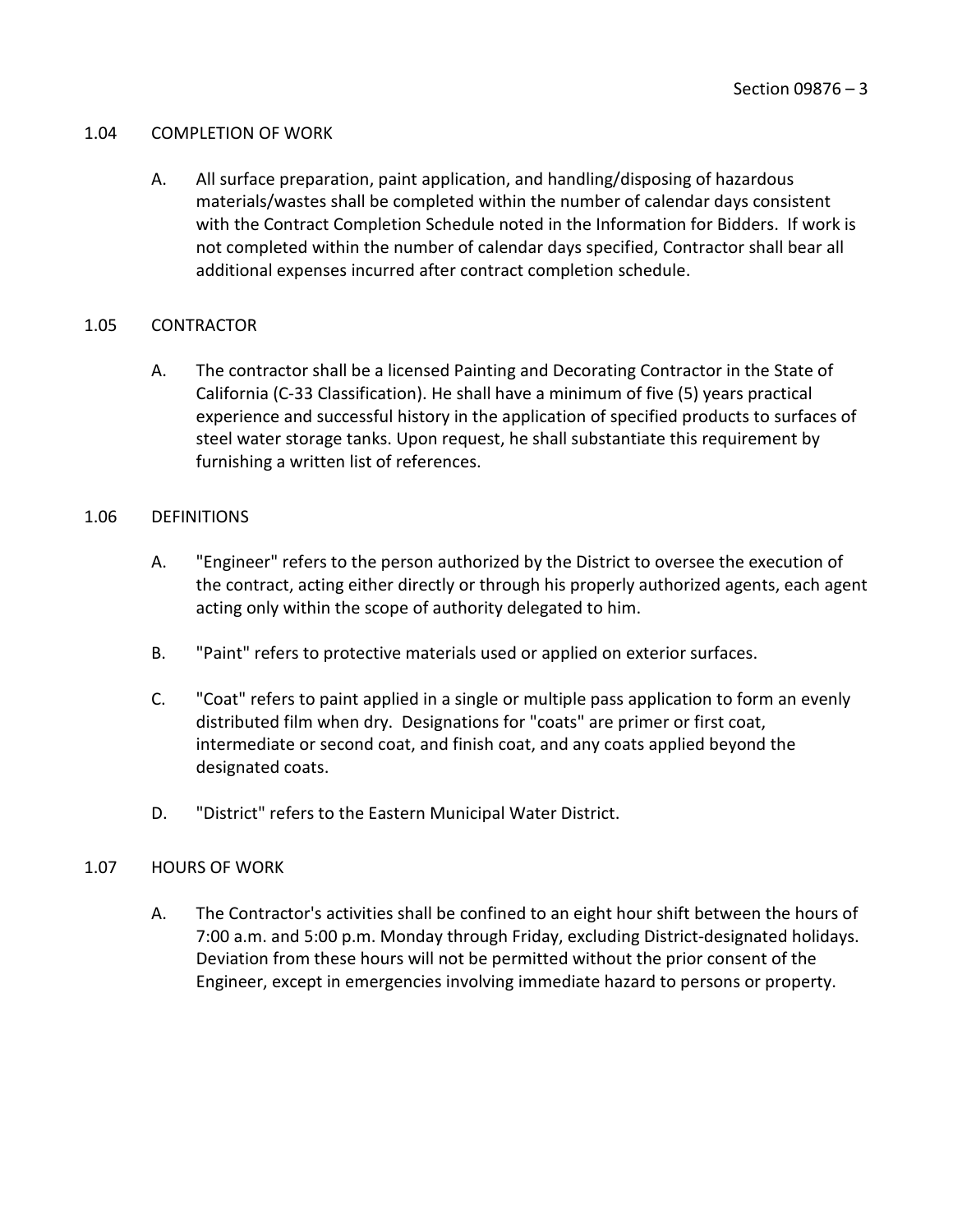## 1.04 COMPLETION OF WORK

A. All surface preparation, paint application, and handling/disposing of hazardous materials/wastes shall be completed within the number of calendar days consistent with the Contract Completion Schedule noted in the Information for Bidders. If work is not completed within the number of calendar days specified, Contractor shall bear all additional expenses incurred after contract completion schedule.

## 1.05 CONTRACTOR

A. The contractor shall be a licensed Painting and Decorating Contractor in the State of California (C-33 Classification). He shall have a minimum of five (5) years practical experience and successful history in the application of specified products to surfaces of steel water storage tanks. Upon request, he shall substantiate this requirement by furnishing a written list of references.

## 1.06 DEFINITIONS

A. "Engineer" refers to the person authorized by the District to oversee the execution of the contract, acting either directly or through his properly authorized agents, each agent acting only within the scope of authority delegated to him.

B. "Paint" refers to protective materials used or applied on exterior surfaces.

C. "Coat" refers to paint applied in a single or multiple pass application to form an evenly distributed film when dry. Designations for "coats" are primer or first coat, intermediate or second coat, and finish coat, and any coats applied beyond the designated coats.

D. "District" refers to the Eastern Municipal Water District.

## 1.07 HOURS OF WORK

A. The Contractor's activities shall be confined to an eight hour shift between the hours of 7:00 a.m. and 5:00 p.m. Monday through Friday, excluding District-designated holidays. Deviation from these hours will not be permitted without the prior consent of the Engineer, except in emergencies involving immediate hazard to persons or property.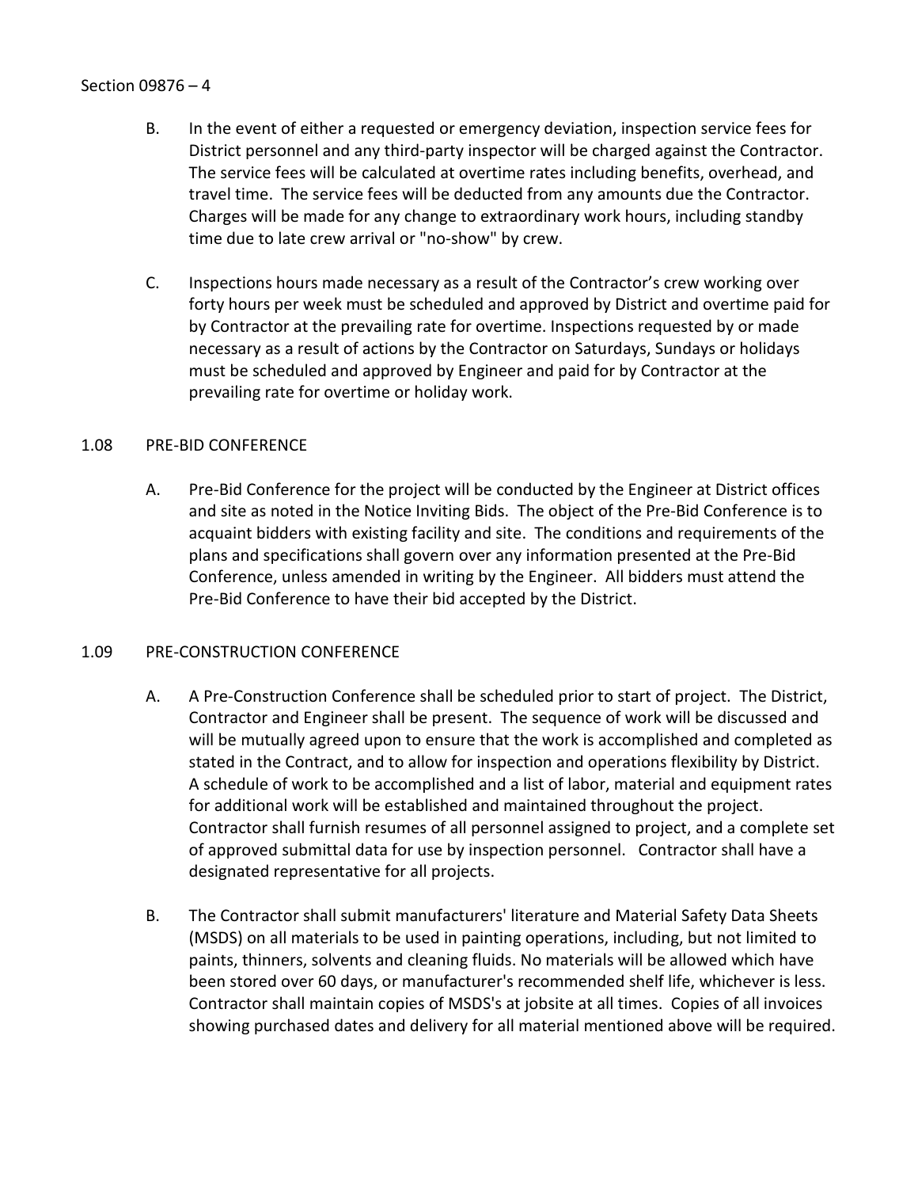B. In the event of either a requested or emergency deviation, inspection service fees for District personnel and any third-party inspector will be charged against the Contractor. The service fees will be calculated at overtime rates including benefits, overhead, and travel time. The service fees will be deducted from any amounts due the Contractor. Charges will be made for any change to extraordinary work hours, including standby time due to late crew arrival or "no-show" by crew.

C. Inspections hours made necessary as a result of the Contractor's crew working over forty hours per week must be scheduled and approved by District and overtime paid for by Contractor at the prevailing rate for overtime. Inspections requested by or made necessary as a result of actions by the Contractor on Saturdays, Sundays or holidays must be scheduled and approved by Engineer and paid for by Contractor at the prevailing rate for overtime or holiday work.

## 1.08 PRE-BID CONFERENCE

A. Pre-Bid Conference for the project will be conducted by the Engineer at District offices and site as noted in the Notice Inviting Bids. The object of the Pre-Bid Conference is to acquaint bidders with existing facility and site. The conditions and requirements of the plans and specifications shall govern over any information presented at the Pre-Bid Conference, unless amended in writing by the Engineer. All bidders must attend the Pre-Bid Conference to have their bid accepted by the District.

## 1.09 PRE-CONSTRUCTION CONFERENCE

A. A Pre-Construction Conference shall be scheduled prior to start of project. The District, Contractor and Engineer shall be present. The sequence of work will be discussed and will be mutually agreed upon to ensure that the work is accomplished and completed as stated in the Contract, and to allow for inspection and operations flexibility by District. A schedule of work to be accomplished and a list of labor, material and equipment rates for additional work will be established and maintained throughout the project. Contractor shall furnish resumes of all personnel assigned to project, and a complete set of approved submittal data for use by inspection personnel. Contractor shall have a designated representative for all projects.

B. The Contractor shall submit manufacturers' literature and Material Safety Data Sheets (MSDS) on all materials to be used in painting operations, including, but not limited to paints, thinners, solvents and cleaning fluids. No materials will be allowed which have been stored over 60 days, or manufacturer's recommended shelf life, whichever is less. Contractor shall maintain copies of MSDS's at jobsite at all times. Copies of all invoices showing purchased dates and delivery for all material mentioned above will be required.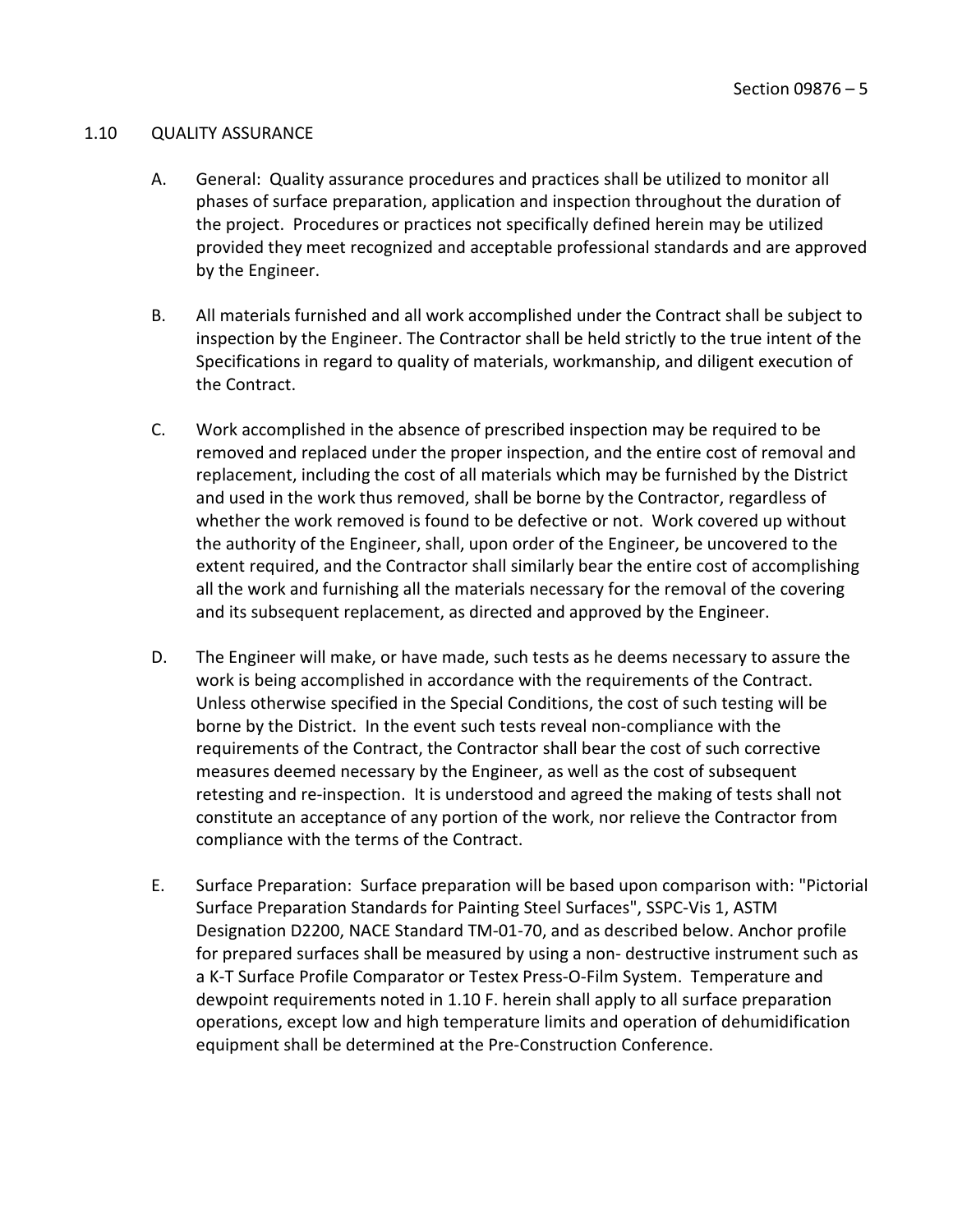## 1.10 QUALITY ASSURANCE

A. General: Quality assurance procedures and practices shall be utilized to monitor all phases of surface preparation, application and inspection throughout the duration of the project. Procedures or practices not specifically defined herein may be utilized provided they meet recognized and acceptable professional standards and are approved by the Engineer.

B. All materials furnished and all work accomplished under the Contract shall be subject to inspection by the Engineer. The Contractor shall be held strictly to the true intent of the Specifications in regard to quality of materials, workmanship, and diligent execution of the Contract.

C. Work accomplished in the absence of prescribed inspection may be required to be removed and replaced under the proper inspection, and the entire cost of removal and replacement, including the cost of all materials which may be furnished by the District and used in the work thus removed, shall be borne by the Contractor, regardless of whether the work removed is found to be defective or not. Work covered up without the authority of the Engineer, shall, upon order of the Engineer, be uncovered to the extent required, and the Contractor shall similarly bear the entire cost of accomplishing all the work and furnishing all the materials necessary for the removal of the covering and its subsequent replacement, as directed and approved by the Engineer.

D. The Engineer will make, or have made, such tests as he deems necessary to assure the work is being accomplished in accordance with the requirements of the Contract. Unless otherwise specified in the Special Conditions, the cost of such testing will be borne by the District. In the event such tests reveal non-compliance with the requirements of the Contract, the Contractor shall bear the cost of such corrective measures deemed necessary by the Engineer, as well as the cost of subsequent retesting and re-inspection. It is understood and agreed the making of tests shall not constitute an acceptance of any portion of the work, nor relieve the Contractor from compliance with the terms of the Contract.

E. Surface Preparation: Surface preparation will be based upon comparison with: "Pictorial Surface Preparation Standards for Painting Steel Surfaces", SSPC-Vis 1, ASTM Designation D2200, NACE Standard TM-01-70, and as described below. Anchor profile for prepared surfaces shall be measured by using a non- destructive instrument such as a K-T Surface Profile Comparator or Testex Press-O-Film System. Temperature and dewpoint requirements noted in 1.10 F. herein shall apply to all surface preparation operations, except low and high temperature limits and operation of dehumidification equipment shall be determined at the Pre-Construction Conference.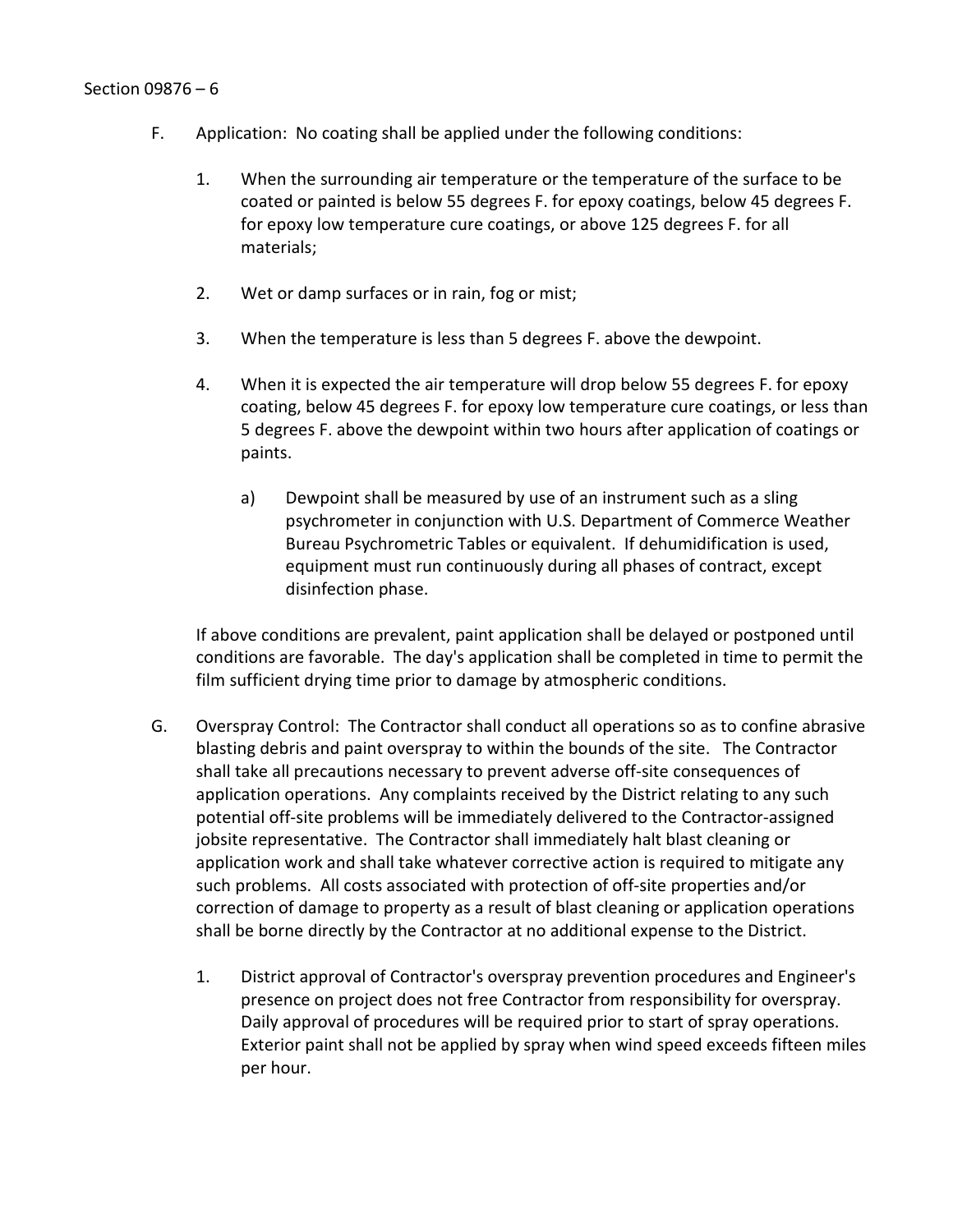F. Application: No coating shall be applied under the following conditions:

1. When the surrounding air temperature or the temperature of the surface to be coated or painted is below 55 degrees F. for epoxy coatings, below 45 degrees F. for epoxy low temperature cure coatings, or above 125 degrees F. for all materials;

2. Wet or damp surfaces or in rain, fog or mist;

3. When the temperature is less than 5 degrees F. above the dewpoint.

4. When it is expected the air temperature will drop below 55 degrees F. for epoxy coating, below 45 degrees F. for epoxy low temperature cure coatings, or less than 5 degrees F. above the dewpoint within two hours after application of coatings or paints.

   a) Dewpoint shall be measured by use of an instrument such as a sling psychrometer in conjunction with U.S. Department of Commerce Weather Bureau Psychrometric Tables or equivalent. If dehumidification is used, equipment must run continuously during all phases of contract, except disinfection phase.

If above conditions are prevalent, paint application shall be delayed or postponed until conditions are favorable. The day's application shall be completed in time to permit the film sufficient drying time prior to damage by atmospheric conditions.

G. Overspray Control: The Contractor shall conduct all operations so as to confine abrasive blasting debris and paint overspray to within the bounds of the site. The Contractor shall take all precautions necessary to prevent adverse off-site consequences of application operations. Any complaints received by the District relating to any such potential off-site problems will be immediately delivered to the Contractor-assigned jobsite representative. The Contractor shall immediately halt blast cleaning or application work and shall take whatever corrective action is required to mitigate any such problems. All costs associated with protection of off-site properties and/or correction of damage to property as a result of blast cleaning or application operations shall be borne directly by the Contractor at no additional expense to the District.

1. District approval of Contractor's overspray prevention procedures and Engineer's presence on project does not free Contractor from responsibility for overspray. Daily approval of procedures will be required prior to start of spray operations. Exterior paint shall not be applied by spray when wind speed exceeds fifteen miles per hour.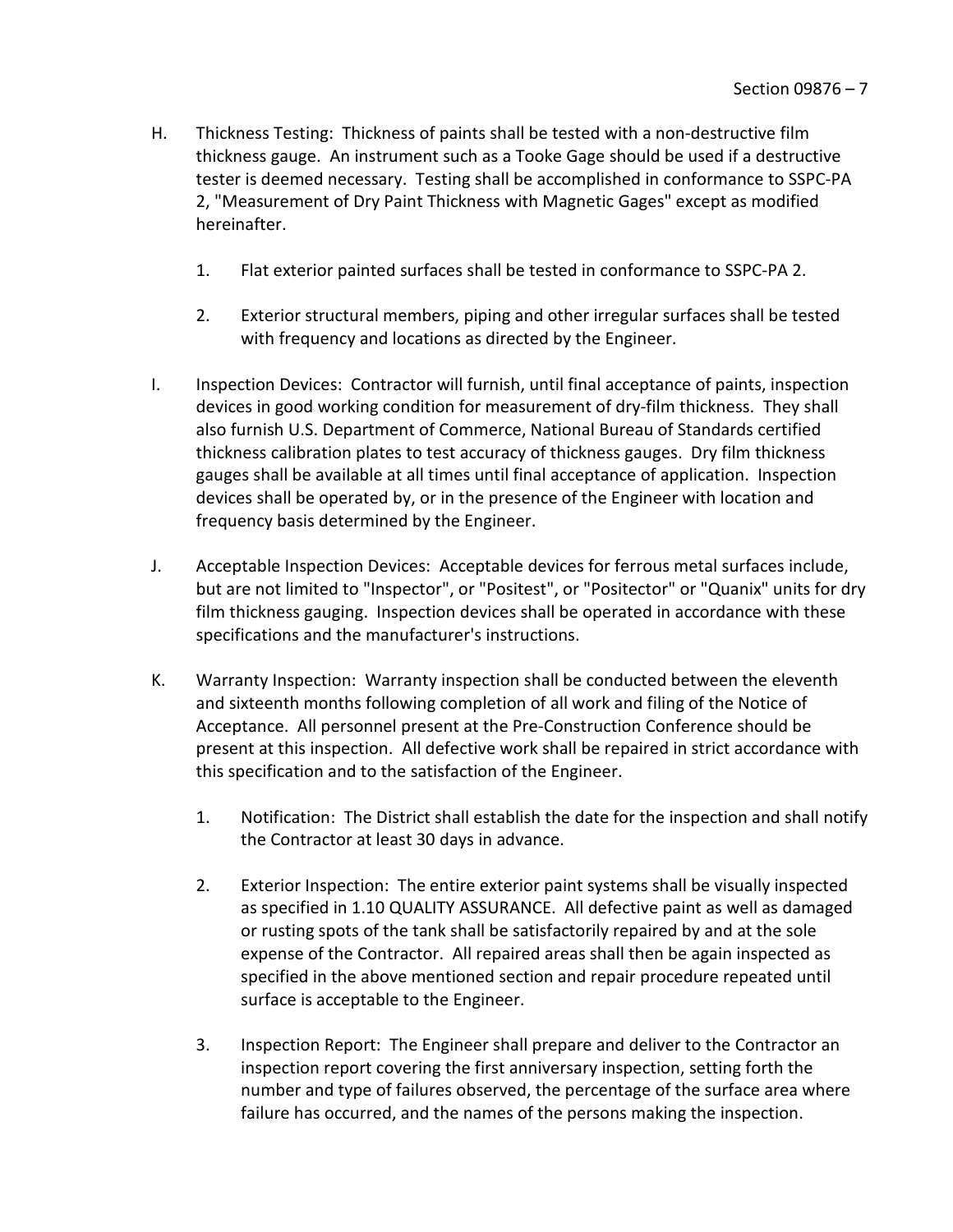H. Thickness Testing: Thickness of paints shall be tested with a non-destructive film thickness gauge. An instrument such as a Tooke Gage should be used if a destructive tester is deemed necessary. Testing shall be accomplished in conformance to SSPC-PA 2, "Measurement of Dry Paint Thickness with Magnetic Gages" except as modified hereinafter.

   1. Flat exterior painted surfaces shall be tested in conformance to SSPC-PA 2.

   2. Exterior structural members, piping and other irregular surfaces shall be tested with frequency and locations as directed by the Engineer.

I. Inspection Devices: Contractor will furnish, until final acceptance of paints, inspection devices in good working condition for measurement of dry-film thickness. They shall also furnish U.S. Department of Commerce, National Bureau of Standards certified thickness calibration plates to test accuracy of thickness gauges. Dry film thickness gauges shall be available at all times until final acceptance of application. Inspection devices shall be operated by, or in the presence of the Engineer with location and frequency basis determined by the Engineer.

J. Acceptable Inspection Devices: Acceptable devices for ferrous metal surfaces include, but are not limited to "Inspector", or "Positest", or "Positector" or "Quanix" units for dry film thickness gauging. Inspection devices shall be operated in accordance with these specifications and the manufacturer's instructions.

K. Warranty Inspection: Warranty inspection shall be conducted between the eleventh and sixteenth months following completion of all work and filing of the Notice of Acceptance. All personnel present at the Pre-Construction Conference should be present at this inspection. All defective work shall be repaired in strict accordance with this specification and to the satisfaction of the Engineer.

   1. Notification: The District shall establish the date for the inspection and shall notify the Contractor at least 30 days in advance.

   2. Exterior Inspection: The entire exterior paint systems shall be visually inspected as specified in 1.10 QUALITY ASSURANCE. All defective paint as well as damaged or rusting spots of the tank shall be satisfactorily repaired by and at the sole expense of the Contractor. All repaired areas shall then be again inspected as specified in the above mentioned section and repair procedure repeated until surface is acceptable to the Engineer.

   3. Inspection Report: The Engineer shall prepare and deliver to the Contractor an inspection report covering the first anniversary inspection, setting forth the number and type of failures observed, the percentage of the surface area where failure has occurred, and the names of the persons making the inspection.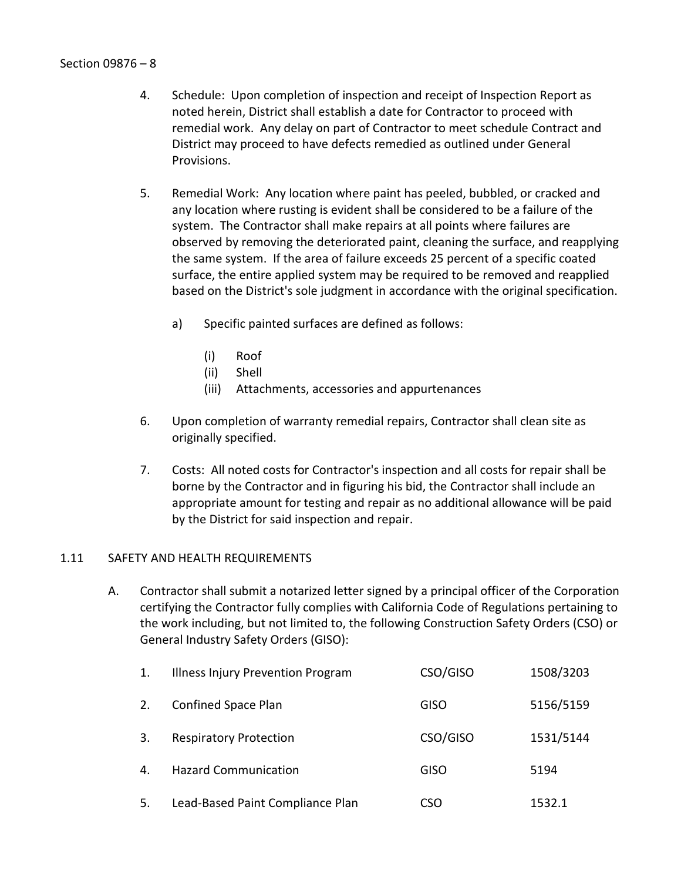4. Schedule: Upon completion of inspection and receipt of Inspection Report as noted herein, District shall establish a date for Contractor to proceed with remedial work. Any delay on part of Contractor to meet schedule Contract and District may proceed to have defects remedied as outlined under General Provisions.

5. Remedial Work: Any location where paint has peeled, bubbled, or cracked and any location where rusting is evident shall be considered to be a failure of the system. The Contractor shall make repairs at all points where failures are observed by removing the deteriorated paint, cleaning the surface, and reapplying the same system. If the area of failure exceeds 25 percent of a specific coated surface, the entire applied system may be required to be removed and reapplied based on the District's sole judgment in accordance with the original specification.

   a) Specific painted surfaces are defined as follows:

      (i) Roof
      (ii) Shell
      (iii) Attachments, accessories and appurtenances

6. Upon completion of warranty remedial repairs, Contractor shall clean site as originally specified.

7. Costs: All noted costs for Contractor's inspection and all costs for repair shall be borne by the Contractor and in figuring his bid, the Contractor shall include an appropriate amount for testing and repair as no additional allowance will be paid by the District for said inspection and repair.

## 1.11 SAFETY AND HEALTH REQUIREMENTS

A. Contractor shall submit a notarized letter signed by a principal officer of the Corporation certifying the Contractor fully complies with California Code of Regulations pertaining to the work including, but not limited to, the following Construction Safety Orders (CSO) or General Industry Safety Orders (GISO):

| | | | |
|---|---|---|---|
| 1. | Illness Injury Prevention Program | CSO/GISO | 1508/3203 |
| 2. | Confined Space Plan | GISO | 5156/5159 |
| 3. | Respiratory Protection | CSO/GISO | 1531/5144 |
| 4. | Hazard Communication | GISO | 5194 |
| 5. | Lead-Based Paint Compliance Plan | CSO | 1532.1 |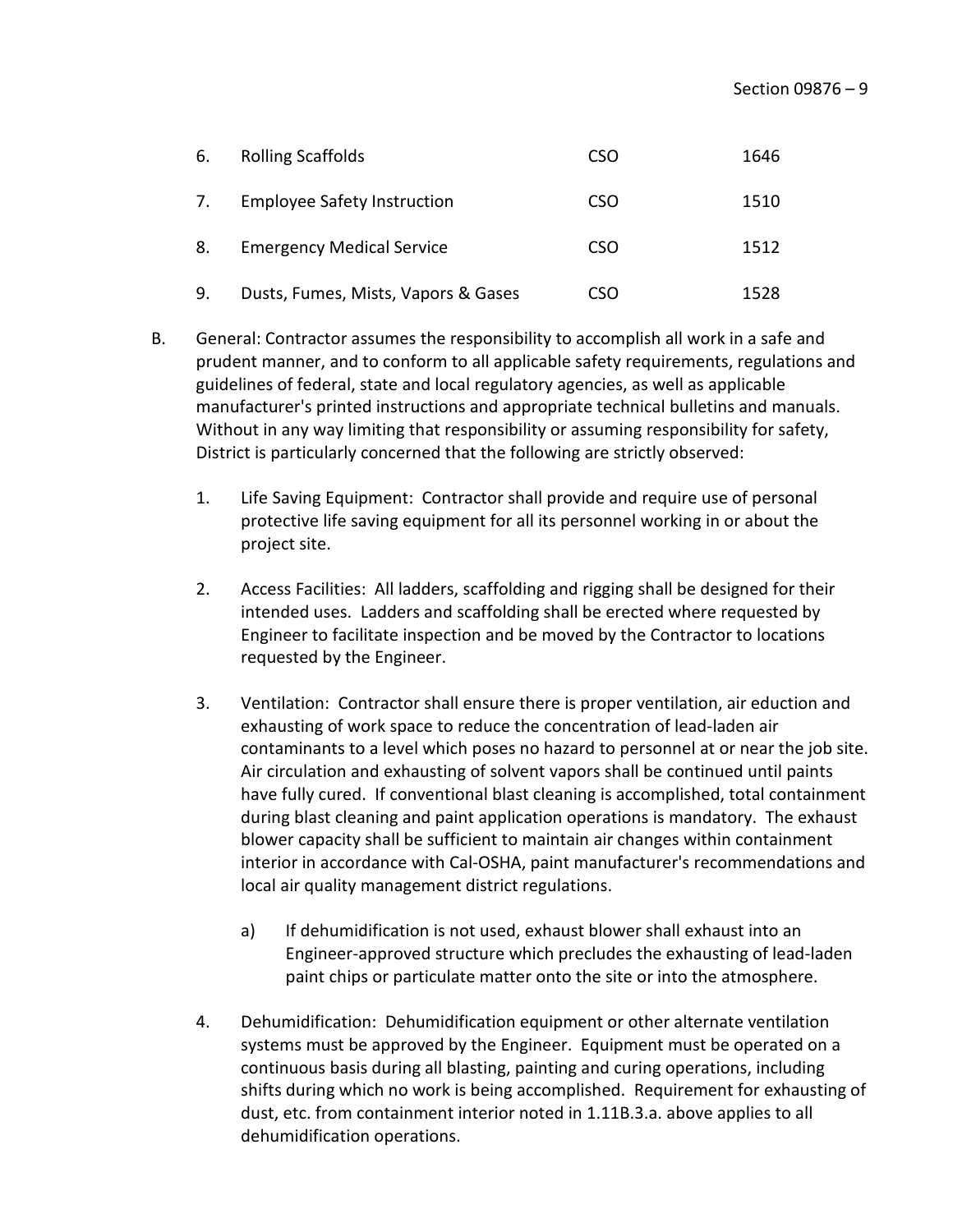| | | | |
|---|---|---|---|
| 6. | Rolling Scaffolds | CSO | 1646 |
| 7. | Employee Safety Instruction | CSO | 1510 |
| 8. | Emergency Medical Service | CSO | 1512 |
| 9. | Dusts, Fumes, Mists, Vapors & Gases | CSO | 1528 |

B. General: Contractor assumes the responsibility to accomplish all work in a safe and prudent manner, and to conform to all applicable safety requirements, regulations and guidelines of federal, state and local regulatory agencies, as well as applicable manufacturer's printed instructions and appropriate technical bulletins and manuals. Without in any way limiting that responsibility or assuming responsibility for safety, District is particularly concerned that the following are strictly observed:

1. Life Saving Equipment: Contractor shall provide and require use of personal protective life saving equipment for all its personnel working in or about the project site.

2. Access Facilities: All ladders, scaffolding and rigging shall be designed for their intended uses. Ladders and scaffolding shall be erected where requested by Engineer to facilitate inspection and be moved by the Contractor to locations requested by the Engineer.

3. Ventilation: Contractor shall ensure there is proper ventilation, air eduction and exhausting of work space to reduce the concentration of lead-laden air contaminants to a level which poses no hazard to personnel at or near the job site. Air circulation and exhausting of solvent vapors shall be continued until paints have fully cured. If conventional blast cleaning is accomplished, total containment during blast cleaning and paint application operations is mandatory. The exhaust blower capacity shall be sufficient to maintain air changes within containment interior in accordance with Cal-OSHA, paint manufacturer's recommendations and local air quality management district regulations.

   a) If dehumidification is not used, exhaust blower shall exhaust into an Engineer-approved structure which precludes the exhausting of lead-laden paint chips or particulate matter onto the site or into the atmosphere.

4. Dehumidification: Dehumidification equipment or other alternate ventilation systems must be approved by the Engineer. Equipment must be operated on a continuous basis during all blasting, painting and curing operations, including shifts during which no work is being accomplished. Requirement for exhausting of dust, etc. from containment interior noted in 1.11B.3.a. above applies to all dehumidification operations.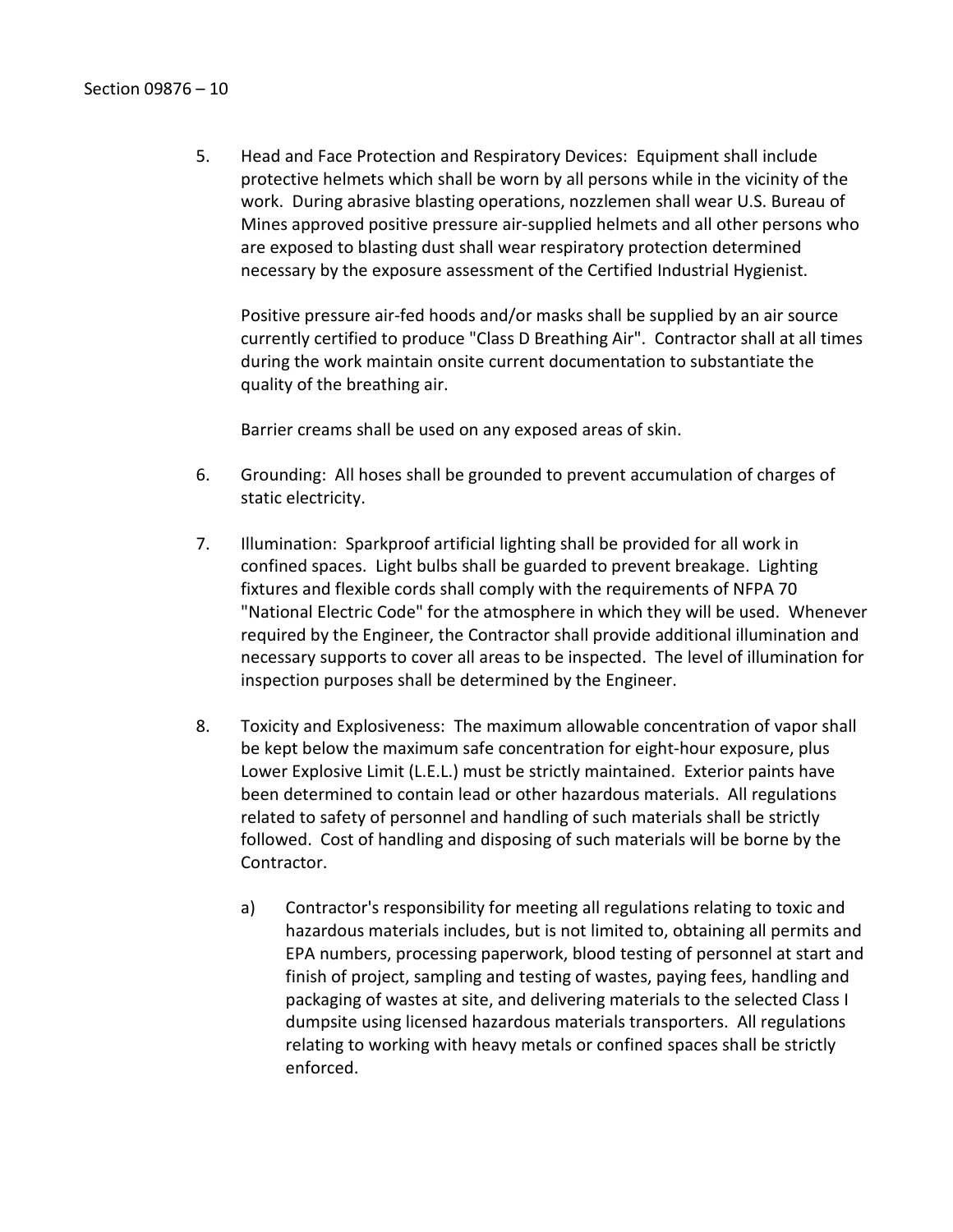5. Head and Face Protection and Respiratory Devices: Equipment shall include protective helmets which shall be worn by all persons while in the vicinity of the work. During abrasive blasting operations, nozzlemen shall wear U.S. Bureau of Mines approved positive pressure air-supplied helmets and all other persons who are exposed to blasting dust shall wear respiratory protection determined necessary by the exposure assessment of the Certified Industrial Hygienist.

   Positive pressure air-fed hoods and/or masks shall be supplied by an air source currently certified to produce "Class D Breathing Air". Contractor shall at all times during the work maintain onsite current documentation to substantiate the quality of the breathing air.

   Barrier creams shall be used on any exposed areas of skin.

6. Grounding: All hoses shall be grounded to prevent accumulation of charges of static electricity.

7. Illumination: Sparkproof artificial lighting shall be provided for all work in confined spaces. Light bulbs shall be guarded to prevent breakage. Lighting fixtures and flexible cords shall comply with the requirements of NFPA 70 "National Electric Code" for the atmosphere in which they will be used. Whenever required by the Engineer, the Contractor shall provide additional illumination and necessary supports to cover all areas to be inspected. The level of illumination for inspection purposes shall be determined by the Engineer.

8. Toxicity and Explosiveness: The maximum allowable concentration of vapor shall be kept below the maximum safe concentration for eight-hour exposure, plus Lower Explosive Limit (L.E.L.) must be strictly maintained. Exterior paints have been determined to contain lead or other hazardous materials. All regulations related to safety of personnel and handling of such materials shall be strictly followed. Cost of handling and disposing of such materials will be borne by the Contractor.

   a) Contractor's responsibility for meeting all regulations relating to toxic and hazardous materials includes, but is not limited to, obtaining all permits and EPA numbers, processing paperwork, blood testing of personnel at start and finish of project, sampling and testing of wastes, paying fees, handling and packaging of wastes at site, and delivering materials to the selected Class I dumpsite using licensed hazardous materials transporters. All regulations relating to working with heavy metals or confined spaces shall be strictly enforced.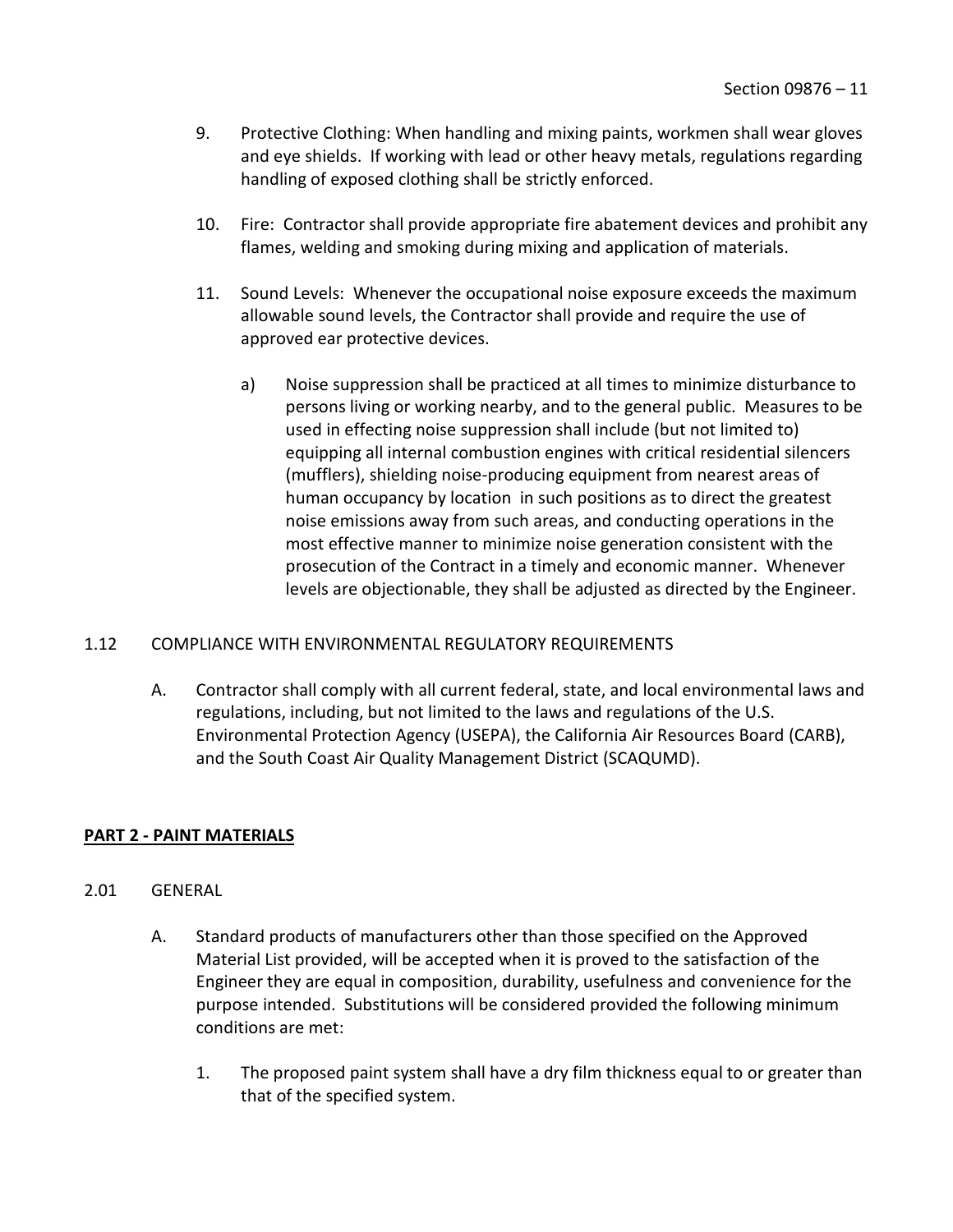9. Protective Clothing: When handling and mixing paints, workmen shall wear gloves and eye shields. If working with lead or other heavy metals, regulations regarding handling of exposed clothing shall be strictly enforced.

10. Fire: Contractor shall provide appropriate fire abatement devices and prohibit any flames, welding and smoking during mixing and application of materials.

11. Sound Levels: Whenever the occupational noise exposure exceeds the maximum allowable sound levels, the Contractor shall provide and require the use of approved ear protective devices.

    a) Noise suppression shall be practiced at all times to minimize disturbance to persons living or working nearby, and to the general public. Measures to be used in effecting noise suppression shall include (but not limited to) equipping all internal combustion engines with critical residential silencers (mufflers), shielding noise-producing equipment from nearest areas of human occupancy by location in such positions as to direct the greatest noise emissions away from such areas, and conducting operations in the most effective manner to minimize noise generation consistent with the prosecution of the Contract in a timely and economic manner. Whenever levels are objectionable, they shall be adjusted as directed by the Engineer.

### 1.12 COMPLIANCE WITH ENVIRONMENTAL REGULATORY REQUIREMENTS

A. Contractor shall comply with all current federal, state, and local environmental laws and regulations, including, but not limited to the laws and regulations of the U.S. Environmental Protection Agency (USEPA), the California Air Resources Board (CARB), and the South Coast Air Quality Management District (SCAQUMD).

## **PART 2 - PAINT MATERIALS**

### 2.01 GENERAL

A. Standard products of manufacturers other than those specified on the Approved Material List provided, will be accepted when it is proved to the satisfaction of the Engineer they are equal in composition, durability, usefulness and convenience for the purpose intended. Substitutions will be considered provided the following minimum conditions are met:

   1. The proposed paint system shall have a dry film thickness equal to or greater than that of the specified system.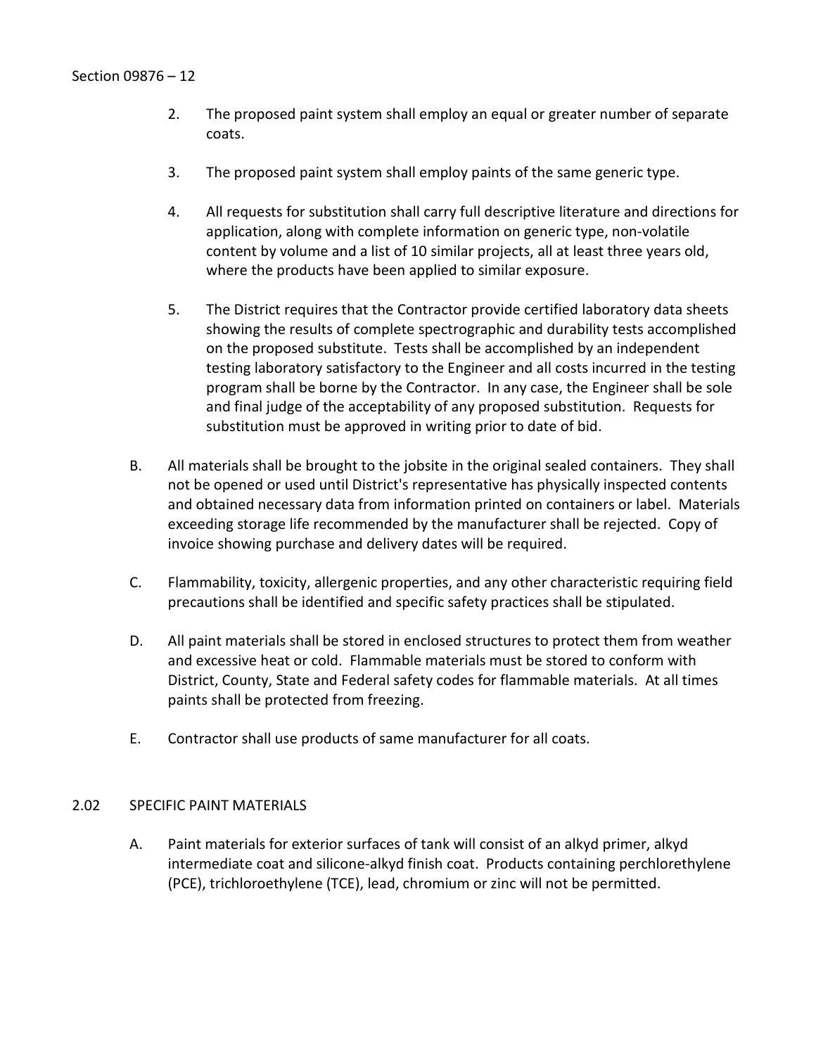2. The proposed paint system shall employ an equal or greater number of separate coats.

3. The proposed paint system shall employ paints of the same generic type.

4. All requests for substitution shall carry full descriptive literature and directions for application, along with complete information on generic type, non-volatile content by volume and a list of 10 similar projects, all at least three years old, where the products have been applied to similar exposure.

5. The District requires that the Contractor provide certified laboratory data sheets showing the results of complete spectrographic and durability tests accomplished on the proposed substitute. Tests shall be accomplished by an independent testing laboratory satisfactory to the Engineer and all costs incurred in the testing program shall be borne by the Contractor. In any case, the Engineer shall be sole and final judge of the acceptability of any proposed substitution. Requests for substitution must be approved in writing prior to date of bid.

B. All materials shall be brought to the jobsite in the original sealed containers. They shall not be opened or used until District's representative has physically inspected contents and obtained necessary data from information printed on containers or label. Materials exceeding storage life recommended by the manufacturer shall be rejected. Copy of invoice showing purchase and delivery dates will be required.

C. Flammability, toxicity, allergenic properties, and any other characteristic requiring field precautions shall be identified and specific safety practices shall be stipulated.

D. All paint materials shall be stored in enclosed structures to protect them from weather and excessive heat or cold. Flammable materials must be stored to conform with District, County, State and Federal safety codes for flammable materials. At all times paints shall be protected from freezing.

E. Contractor shall use products of same manufacturer for all coats.

## 2.02 SPECIFIC PAINT MATERIALS

A. Paint materials for exterior surfaces of tank will consist of an alkyd primer, alkyd intermediate coat and silicone-alkyd finish coat. Products containing perchlorethylene (PCE), trichloroethylene (TCE), lead, chromium or zinc will not be permitted.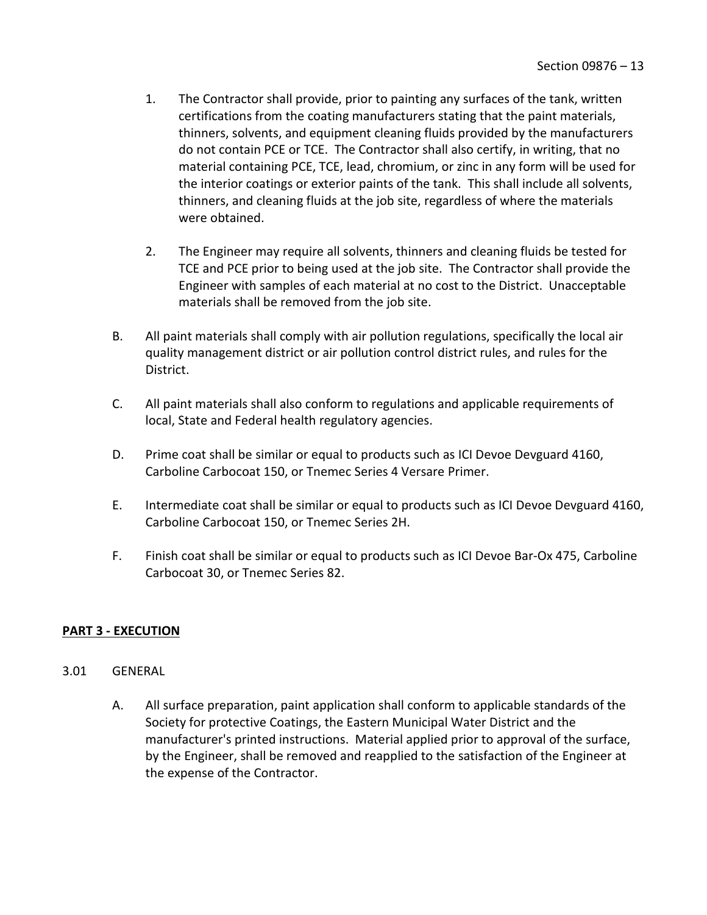1. The Contractor shall provide, prior to painting any surfaces of the tank, written certifications from the coating manufacturers stating that the paint materials, thinners, solvents, and equipment cleaning fluids provided by the manufacturers do not contain PCE or TCE. The Contractor shall also certify, in writing, that no material containing PCE, TCE, lead, chromium, or zinc in any form will be used for the interior coatings or exterior paints of the tank. This shall include all solvents, thinners, and cleaning fluids at the job site, regardless of where the materials were obtained.

2. The Engineer may require all solvents, thinners and cleaning fluids be tested for TCE and PCE prior to being used at the job site. The Contractor shall provide the Engineer with samples of each material at no cost to the District. Unacceptable materials shall be removed from the job site.

B. All paint materials shall comply with air pollution regulations, specifically the local air quality management district or air pollution control district rules, and rules for the District.

C. All paint materials shall also conform to regulations and applicable requirements of local, State and Federal health regulatory agencies.

D. Prime coat shall be similar or equal to products such as ICI Devoe Devguard 4160, Carboline Carbocoat 150, or Tnemec Series 4 Versare Primer.

E. Intermediate coat shall be similar or equal to products such as ICI Devoe Devguard 4160, Carboline Carbocoat 150, or Tnemec Series 2H.

F. Finish coat shall be similar or equal to products such as ICI Devoe Bar-Ox 475, Carboline Carbocoat 30, or Tnemec Series 82.

## PART 3 - EXECUTION

### 3.01 GENERAL

A. All surface preparation, paint application shall conform to applicable standards of the Society for protective Coatings, the Eastern Municipal Water District and the manufacturer's printed instructions. Material applied prior to approval of the surface, by the Engineer, shall be removed and reapplied to the satisfaction of the Engineer at the expense of the Contractor.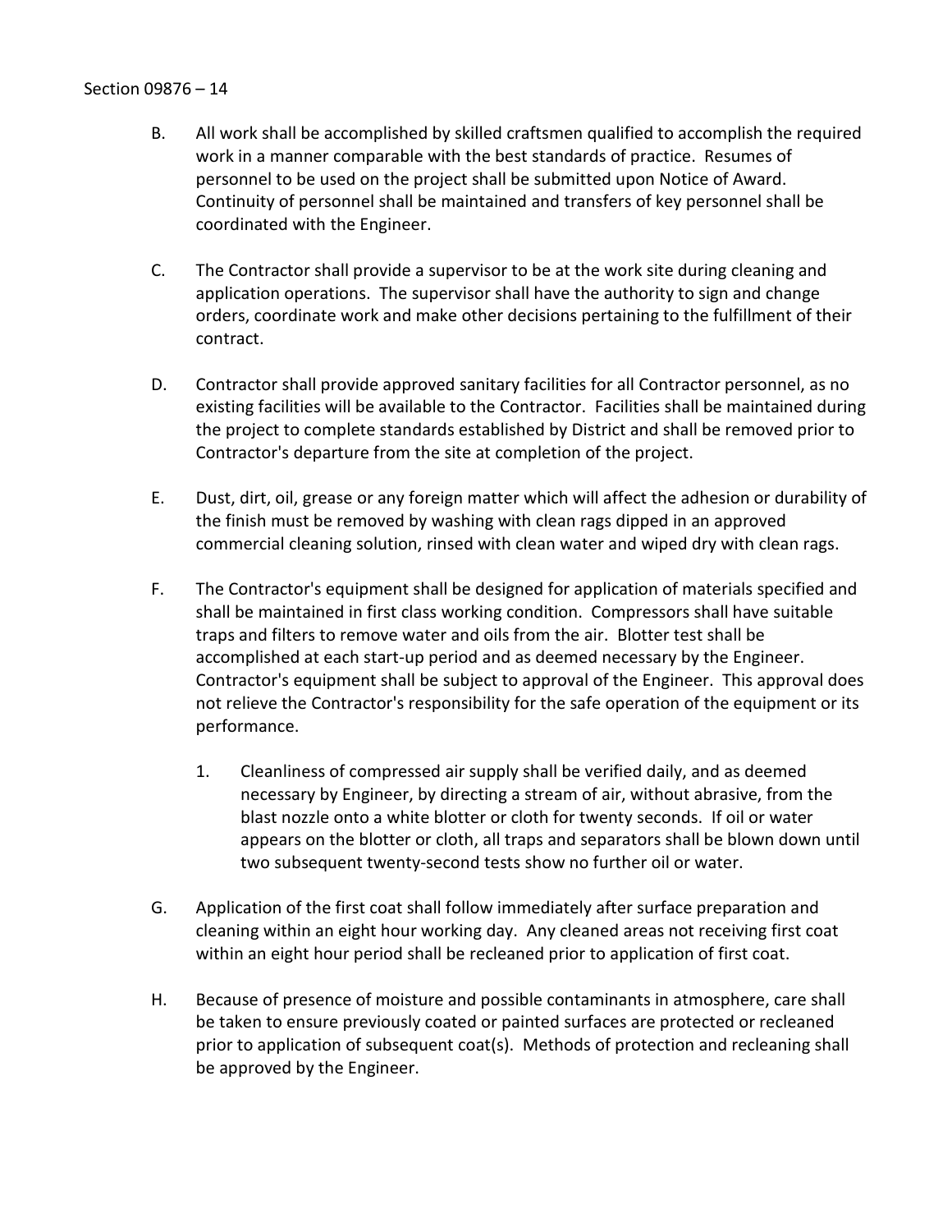B. All work shall be accomplished by skilled craftsmen qualified to accomplish the required work in a manner comparable with the best standards of practice. Resumes of personnel to be used on the project shall be submitted upon Notice of Award. Continuity of personnel shall be maintained and transfers of key personnel shall be coordinated with the Engineer.

C. The Contractor shall provide a supervisor to be at the work site during cleaning and application operations. The supervisor shall have the authority to sign and change orders, coordinate work and make other decisions pertaining to the fulfillment of their contract.

D. Contractor shall provide approved sanitary facilities for all Contractor personnel, as no existing facilities will be available to the Contractor. Facilities shall be maintained during the project to complete standards established by District and shall be removed prior to Contractor's departure from the site at completion of the project.

E. Dust, dirt, oil, grease or any foreign matter which will affect the adhesion or durability of the finish must be removed by washing with clean rags dipped in an approved commercial cleaning solution, rinsed with clean water and wiped dry with clean rags.

F. The Contractor's equipment shall be designed for application of materials specified and shall be maintained in first class working condition. Compressors shall have suitable traps and filters to remove water and oils from the air. Blotter test shall be accomplished at each start-up period and as deemed necessary by the Engineer. Contractor's equipment shall be subject to approval of the Engineer. This approval does not relieve the Contractor's responsibility for the safe operation of the equipment or its performance.

   1. Cleanliness of compressed air supply shall be verified daily, and as deemed necessary by Engineer, by directing a stream of air, without abrasive, from the blast nozzle onto a white blotter or cloth for twenty seconds. If oil or water appears on the blotter or cloth, all traps and separators shall be blown down until two subsequent twenty-second tests show no further oil or water.

G. Application of the first coat shall follow immediately after surface preparation and cleaning within an eight hour working day. Any cleaned areas not receiving first coat within an eight hour period shall be recleaned prior to application of first coat.

H. Because of presence of moisture and possible contaminants in atmosphere, care shall be taken to ensure previously coated or painted surfaces are protected or recleaned prior to application of subsequent coat(s). Methods of protection and recleaning shall be approved by the Engineer.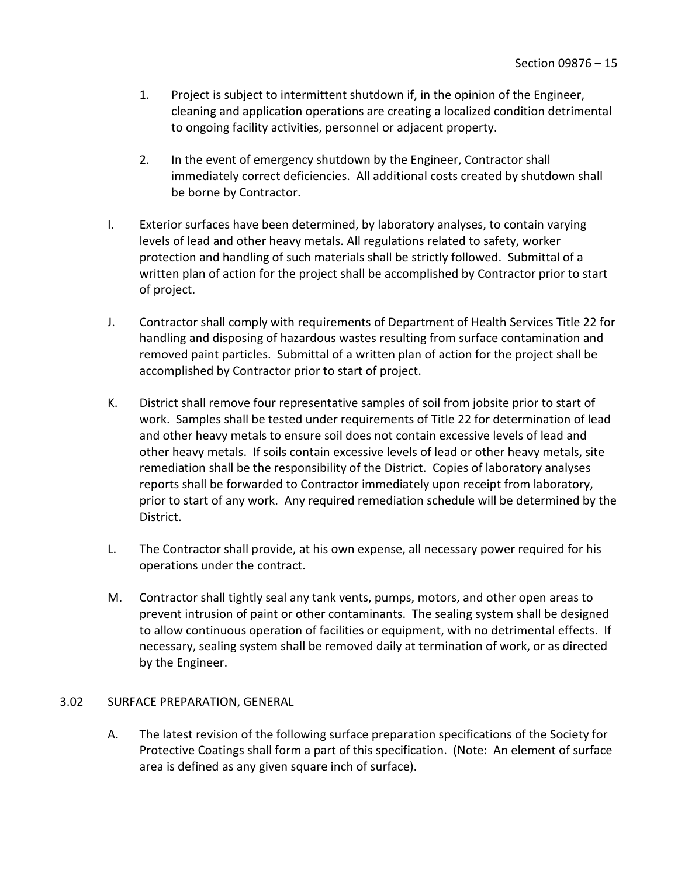1. Project is subject to intermittent shutdown if, in the opinion of the Engineer, cleaning and application operations are creating a localized condition detrimental to ongoing facility activities, personnel or adjacent property.

2. In the event of emergency shutdown by the Engineer, Contractor shall immediately correct deficiencies. All additional costs created by shutdown shall be borne by Contractor.

I. Exterior surfaces have been determined, by laboratory analyses, to contain varying levels of lead and other heavy metals. All regulations related to safety, worker protection and handling of such materials shall be strictly followed. Submittal of a written plan of action for the project shall be accomplished by Contractor prior to start of project.

J. Contractor shall comply with requirements of Department of Health Services Title 22 for handling and disposing of hazardous wastes resulting from surface contamination and removed paint particles. Submittal of a written plan of action for the project shall be accomplished by Contractor prior to start of project.

K. District shall remove four representative samples of soil from jobsite prior to start of work. Samples shall be tested under requirements of Title 22 for determination of lead and other heavy metals to ensure soil does not contain excessive levels of lead and other heavy metals. If soils contain excessive levels of lead or other heavy metals, site remediation shall be the responsibility of the District. Copies of laboratory analyses reports shall be forwarded to Contractor immediately upon receipt from laboratory, prior to start of any work. Any required remediation schedule will be determined by the District.

L. The Contractor shall provide, at his own expense, all necessary power required for his operations under the contract.

M. Contractor shall tightly seal any tank vents, pumps, motors, and other open areas to prevent intrusion of paint or other contaminants. The sealing system shall be designed to allow continuous operation of facilities or equipment, with no detrimental effects. If necessary, sealing system shall be removed daily at termination of work, or as directed by the Engineer.

## 3.02 SURFACE PREPARATION, GENERAL

A. The latest revision of the following surface preparation specifications of the Society for Protective Coatings shall form a part of this specification. (Note: An element of surface area is defined as any given square inch of surface).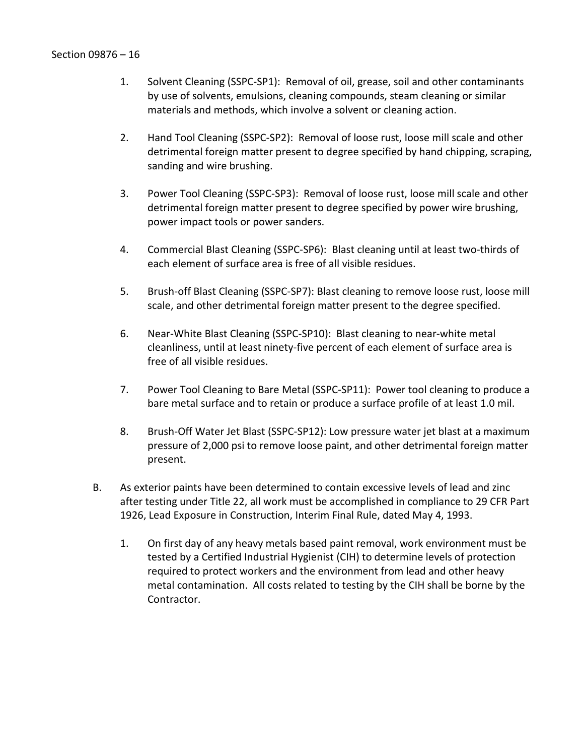1. Solvent Cleaning (SSPC-SP1): Removal of oil, grease, soil and other contaminants by use of solvents, emulsions, cleaning compounds, steam cleaning or similar materials and methods, which involve a solvent or cleaning action.

2. Hand Tool Cleaning (SSPC-SP2): Removal of loose rust, loose mill scale and other detrimental foreign matter present to degree specified by hand chipping, scraping, sanding and wire brushing.

3. Power Tool Cleaning (SSPC-SP3): Removal of loose rust, loose mill scale and other detrimental foreign matter present to degree specified by power wire brushing, power impact tools or power sanders.

4. Commercial Blast Cleaning (SSPC-SP6): Blast cleaning until at least two-thirds of each element of surface area is free of all visible residues.

5. Brush-off Blast Cleaning (SSPC-SP7): Blast cleaning to remove loose rust, loose mill scale, and other detrimental foreign matter present to the degree specified.

6. Near-White Blast Cleaning (SSPC-SP10): Blast cleaning to near-white metal cleanliness, until at least ninety-five percent of each element of surface area is free of all visible residues.

7. Power Tool Cleaning to Bare Metal (SSPC-SP11): Power tool cleaning to produce a bare metal surface and to retain or produce a surface profile of at least 1.0 mil.

8. Brush-Off Water Jet Blast (SSPC-SP12): Low pressure water jet blast at a maximum pressure of 2,000 psi to remove loose paint, and other detrimental foreign matter present.

B. As exterior paints have been determined to contain excessive levels of lead and zinc after testing under Title 22, all work must be accomplished in compliance to 29 CFR Part 1926, Lead Exposure in Construction, Interim Final Rule, dated May 4, 1993.

   1. On first day of any heavy metals based paint removal, work environment must be tested by a Certified Industrial Hygienist (CIH) to determine levels of protection required to protect workers and the environment from lead and other heavy metal contamination. All costs related to testing by the CIH shall be borne by the Contractor.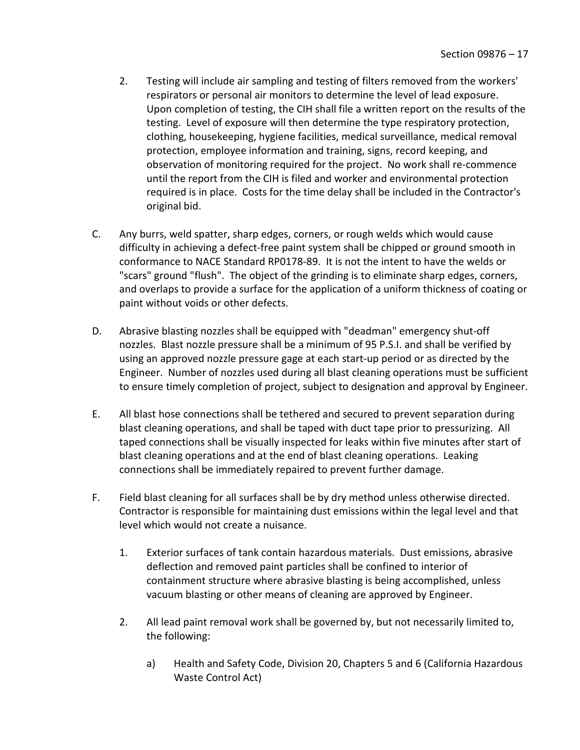2. Testing will include air sampling and testing of filters removed from the workers' respirators or personal air monitors to determine the level of lead exposure. Upon completion of testing, the CIH shall file a written report on the results of the testing. Level of exposure will then determine the type respiratory protection, clothing, housekeeping, hygiene facilities, medical surveillance, medical removal protection, employee information and training, signs, record keeping, and observation of monitoring required for the project. No work shall re-commence until the report from the CIH is filed and worker and environmental protection required is in place. Costs for the time delay shall be included in the Contractor's original bid.

C. Any burrs, weld spatter, sharp edges, corners, or rough welds which would cause difficulty in achieving a defect-free paint system shall be chipped or ground smooth in conformance to NACE Standard RP0178-89. It is not the intent to have the welds or "scars" ground "flush". The object of the grinding is to eliminate sharp edges, corners, and overlaps to provide a surface for the application of a uniform thickness of coating or paint without voids or other defects.

D. Abrasive blasting nozzles shall be equipped with "deadman" emergency shut-off nozzles. Blast nozzle pressure shall be a minimum of 95 P.S.I. and shall be verified by using an approved nozzle pressure gage at each start-up period or as directed by the Engineer. Number of nozzles used during all blast cleaning operations must be sufficient to ensure timely completion of project, subject to designation and approval by Engineer.

E. All blast hose connections shall be tethered and secured to prevent separation during blast cleaning operations, and shall be taped with duct tape prior to pressurizing. All taped connections shall be visually inspected for leaks within five minutes after start of blast cleaning operations and at the end of blast cleaning operations. Leaking connections shall be immediately repaired to prevent further damage.

F. Field blast cleaning for all surfaces shall be by dry method unless otherwise directed. Contractor is responsible for maintaining dust emissions within the legal level and that level which would not create a nuisance.

   1. Exterior surfaces of tank contain hazardous materials. Dust emissions, abrasive deflection and removed paint particles shall be confined to interior of containment structure where abrasive blasting is being accomplished, unless vacuum blasting or other means of cleaning are approved by Engineer.

   2. All lead paint removal work shall be governed by, but not necessarily limited to, the following:

      a) Health and Safety Code, Division 20, Chapters 5 and 6 (California Hazardous Waste Control Act)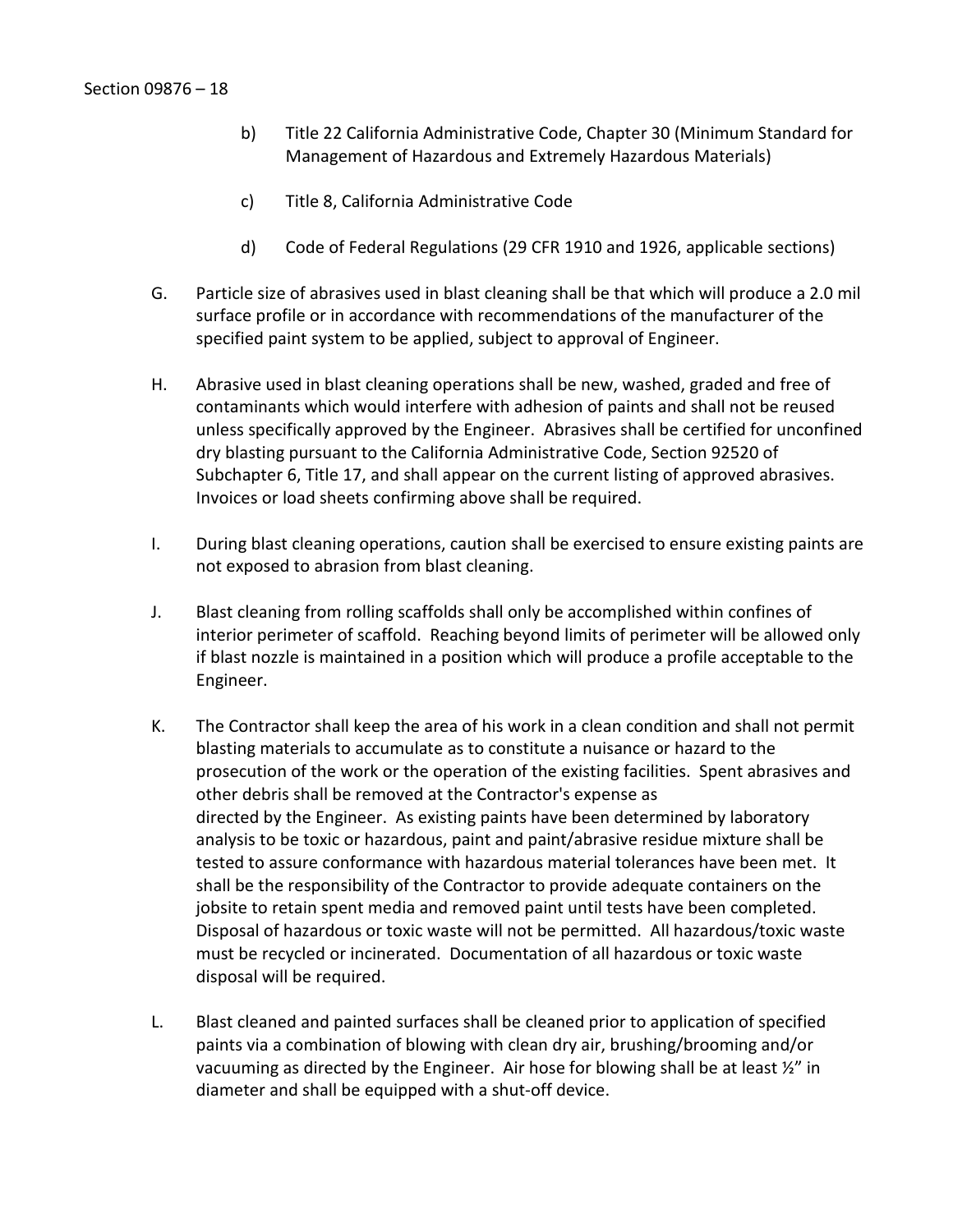b) Title 22 California Administrative Code, Chapter 30 (Minimum Standard for Management of Hazardous and Extremely Hazardous Materials)

c) Title 8, California Administrative Code

d) Code of Federal Regulations (29 CFR 1910 and 1926, applicable sections)

G. Particle size of abrasives used in blast cleaning shall be that which will produce a 2.0 mil surface profile or in accordance with recommendations of the manufacturer of the specified paint system to be applied, subject to approval of Engineer.

H. Abrasive used in blast cleaning operations shall be new, washed, graded and free of contaminants which would interfere with adhesion of paints and shall not be reused unless specifically approved by the Engineer. Abrasives shall be certified for unconfined dry blasting pursuant to the California Administrative Code, Section 92520 of Subchapter 6, Title 17, and shall appear on the current listing of approved abrasives. Invoices or load sheets confirming above shall be required.

I. During blast cleaning operations, caution shall be exercised to ensure existing paints are not exposed to abrasion from blast cleaning.

J. Blast cleaning from rolling scaffolds shall only be accomplished within confines of interior perimeter of scaffold. Reaching beyond limits of perimeter will be allowed only if blast nozzle is maintained in a position which will produce a profile acceptable to the Engineer.

K. The Contractor shall keep the area of his work in a clean condition and shall not permit blasting materials to accumulate as to constitute a nuisance or hazard to the prosecution of the work or the operation of the existing facilities. Spent abrasives and other debris shall be removed at the Contractor's expense as directed by the Engineer. As existing paints have been determined by laboratory analysis to be toxic or hazardous, paint and paint/abrasive residue mixture shall be tested to assure conformance with hazardous material tolerances have been met. It shall be the responsibility of the Contractor to provide adequate containers on the jobsite to retain spent media and removed paint until tests have been completed. Disposal of hazardous or toxic waste will not be permitted. All hazardous/toxic waste must be recycled or incinerated. Documentation of all hazardous or toxic waste disposal will be required.

L. Blast cleaned and painted surfaces shall be cleaned prior to application of specified paints via a combination of blowing with clean dry air, brushing/brooming and/or vacuuming as directed by the Engineer. Air hose for blowing shall be at least ½" in diameter and shall be equipped with a shut-off device.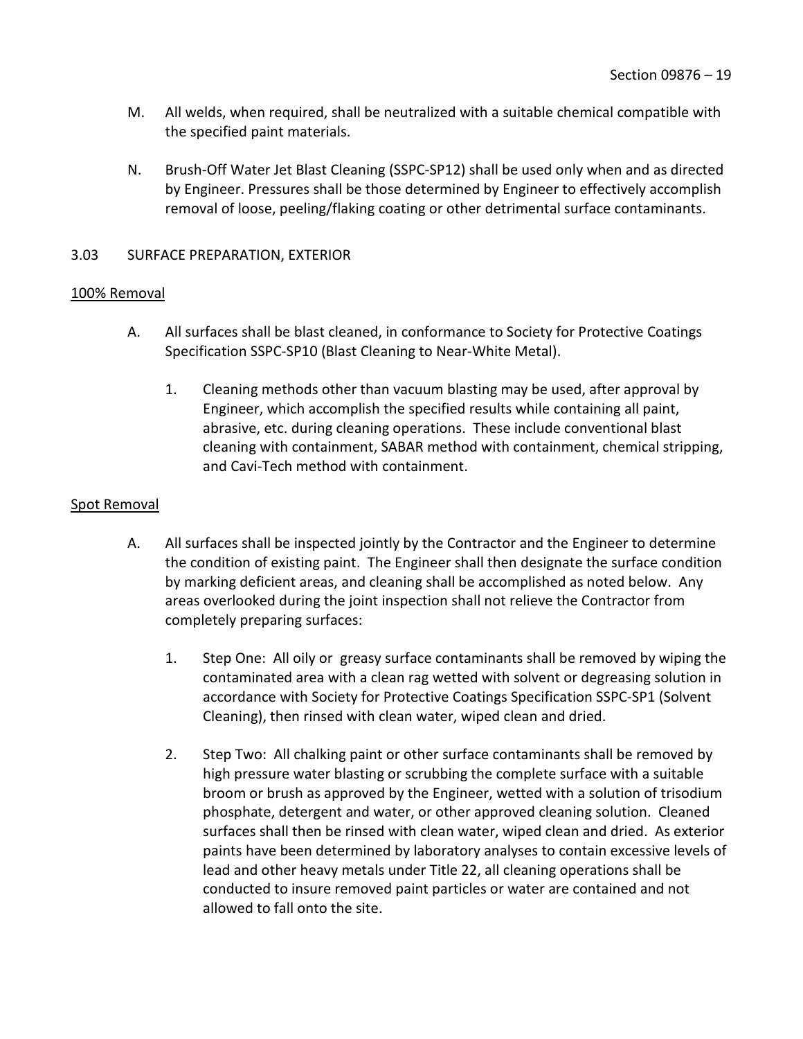M. All welds, when required, shall be neutralized with a suitable chemical compatible with the specified paint materials.

N. Brush-Off Water Jet Blast Cleaning (SSPC-SP12) shall be used only when and as directed by Engineer. Pressures shall be those determined by Engineer to effectively accomplish removal of loose, peeling/flaking coating or other detrimental surface contaminants.

3.03 SURFACE PREPARATION, EXTERIOR

<u>100% Removal</u>

A. All surfaces shall be blast cleaned, in conformance to Society for Protective Coatings Specification SSPC-SP10 (Blast Cleaning to Near-White Metal).

   1. Cleaning methods other than vacuum blasting may be used, after approval by Engineer, which accomplish the specified results while containing all paint, abrasive, etc. during cleaning operations. These include conventional blast cleaning with containment, SABAR method with containment, chemical stripping, and Cavi-Tech method with containment.

<u>Spot Removal</u>

A. All surfaces shall be inspected jointly by the Contractor and the Engineer to determine the condition of existing paint. The Engineer shall then designate the surface condition by marking deficient areas, and cleaning shall be accomplished as noted below. Any areas overlooked during the joint inspection shall not relieve the Contractor from completely preparing surfaces:

   1. Step One: All oily or greasy surface contaminants shall be removed by wiping the contaminated area with a clean rag wetted with solvent or degreasing solution in accordance with Society for Protective Coatings Specification SSPC-SP1 (Solvent Cleaning), then rinsed with clean water, wiped clean and dried.

   2. Step Two: All chalking paint or other surface contaminants shall be removed by high pressure water blasting or scrubbing the complete surface with a suitable broom or brush as approved by the Engineer, wetted with a solution of trisodium phosphate, detergent and water, or other approved cleaning solution. Cleaned surfaces shall then be rinsed with clean water, wiped clean and dried. As exterior paints have been determined by laboratory analyses to contain excessive levels of lead and other heavy metals under Title 22, all cleaning operations shall be conducted to insure removed paint particles or water are contained and not allowed to fall onto the site.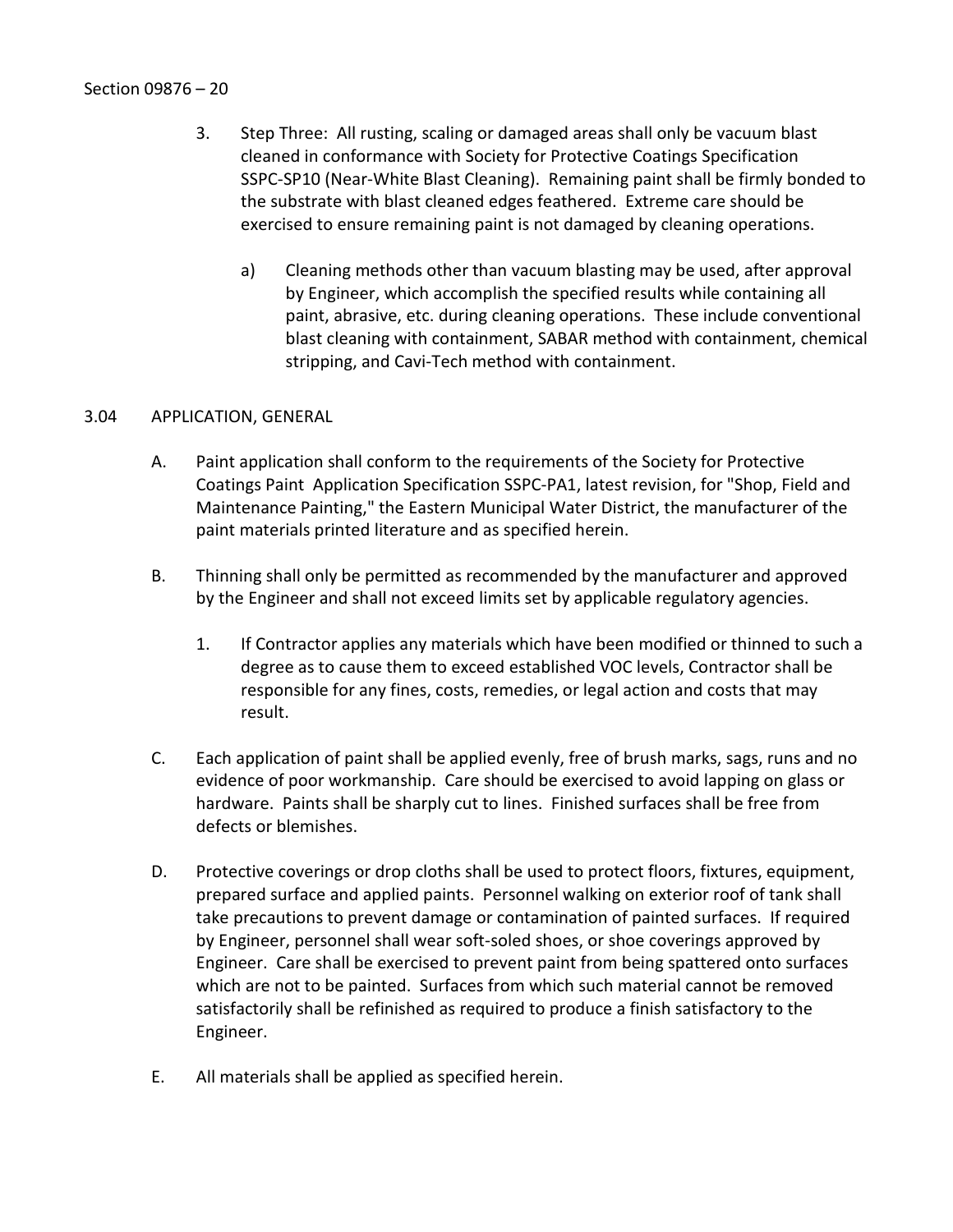3. Step Three: All rusting, scaling or damaged areas shall only be vacuum blast cleaned in conformance with Society for Protective Coatings Specification SSPC-SP10 (Near-White Blast Cleaning). Remaining paint shall be firmly bonded to the substrate with blast cleaned edges feathered. Extreme care should be exercised to ensure remaining paint is not damaged by cleaning operations.

   a) Cleaning methods other than vacuum blasting may be used, after approval by Engineer, which accomplish the specified results while containing all paint, abrasive, etc. during cleaning operations. These include conventional blast cleaning with containment, SABAR method with containment, chemical stripping, and Cavi-Tech method with containment.

## 3.04 APPLICATION, GENERAL

A. Paint application shall conform to the requirements of the Society for Protective Coatings Paint Application Specification SSPC-PA1, latest revision, for "Shop, Field and Maintenance Painting," the Eastern Municipal Water District, the manufacturer of the paint materials printed literature and as specified herein.

B. Thinning shall only be permitted as recommended by the manufacturer and approved by the Engineer and shall not exceed limits set by applicable regulatory agencies.

   1. If Contractor applies any materials which have been modified or thinned to such a degree as to cause them to exceed established VOC levels, Contractor shall be responsible for any fines, costs, remedies, or legal action and costs that may result.

C. Each application of paint shall be applied evenly, free of brush marks, sags, runs and no evidence of poor workmanship. Care should be exercised to avoid lapping on glass or hardware. Paints shall be sharply cut to lines. Finished surfaces shall be free from defects or blemishes.

D. Protective coverings or drop cloths shall be used to protect floors, fixtures, equipment, prepared surface and applied paints. Personnel walking on exterior roof of tank shall take precautions to prevent damage or contamination of painted surfaces. If required by Engineer, personnel shall wear soft-soled shoes, or shoe coverings approved by Engineer. Care shall be exercised to prevent paint from being spattered onto surfaces which are not to be painted. Surfaces from which such material cannot be removed satisfactorily shall be refinished as required to produce a finish satisfactory to the Engineer.

E. All materials shall be applied as specified herein.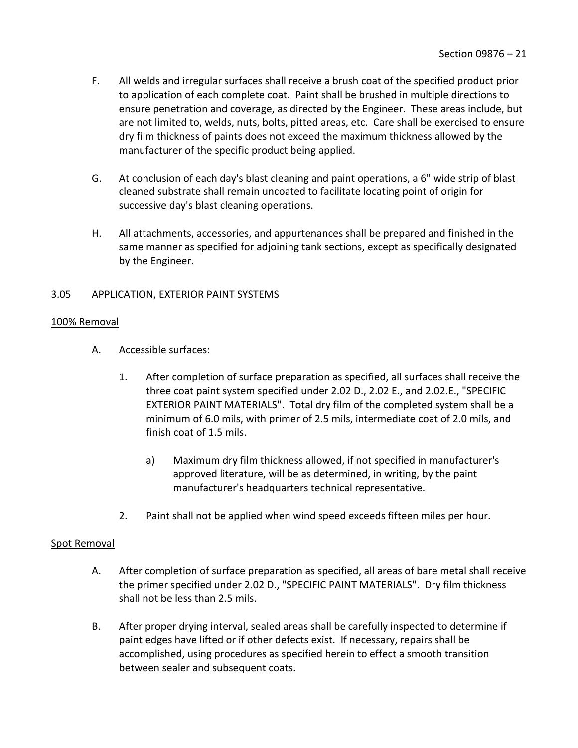F. All welds and irregular surfaces shall receive a brush coat of the specified product prior to application of each complete coat. Paint shall be brushed in multiple directions to ensure penetration and coverage, as directed by the Engineer. These areas include, but are not limited to, welds, nuts, bolts, pitted areas, etc. Care shall be exercised to ensure dry film thickness of paints does not exceed the maximum thickness allowed by the manufacturer of the specific product being applied.

G. At conclusion of each day's blast cleaning and paint operations, a 6" wide strip of blast cleaned substrate shall remain uncoated to facilitate locating point of origin for successive day's blast cleaning operations.

H. All attachments, accessories, and appurtenances shall be prepared and finished in the same manner as specified for adjoining tank sections, except as specifically designated by the Engineer.

## 3.05 APPLICATION, EXTERIOR PAINT SYSTEMS

<u>100% Removal</u>

A. Accessible surfaces:

1. After completion of surface preparation as specified, all surfaces shall receive the three coat paint system specified under 2.02 D., 2.02 E., and 2.02.E., "SPECIFIC EXTERIOR PAINT MATERIALS". Total dry film of the completed system shall be a minimum of 6.0 mils, with primer of 2.5 mils, intermediate coat of 2.0 mils, and finish coat of 1.5 mils.

    a) Maximum dry film thickness allowed, if not specified in manufacturer's approved literature, will be as determined, in writing, by the paint manufacturer's headquarters technical representative.

2. Paint shall not be applied when wind speed exceeds fifteen miles per hour.

<u>Spot Removal</u>

A. After completion of surface preparation as specified, all areas of bare metal shall receive the primer specified under 2.02 D., "SPECIFIC PAINT MATERIALS". Dry film thickness shall not be less than 2.5 mils.

B. After proper drying interval, sealed areas shall be carefully inspected to determine if paint edges have lifted or if other defects exist. If necessary, repairs shall be accomplished, using procedures as specified herein to effect a smooth transition between sealer and subsequent coats.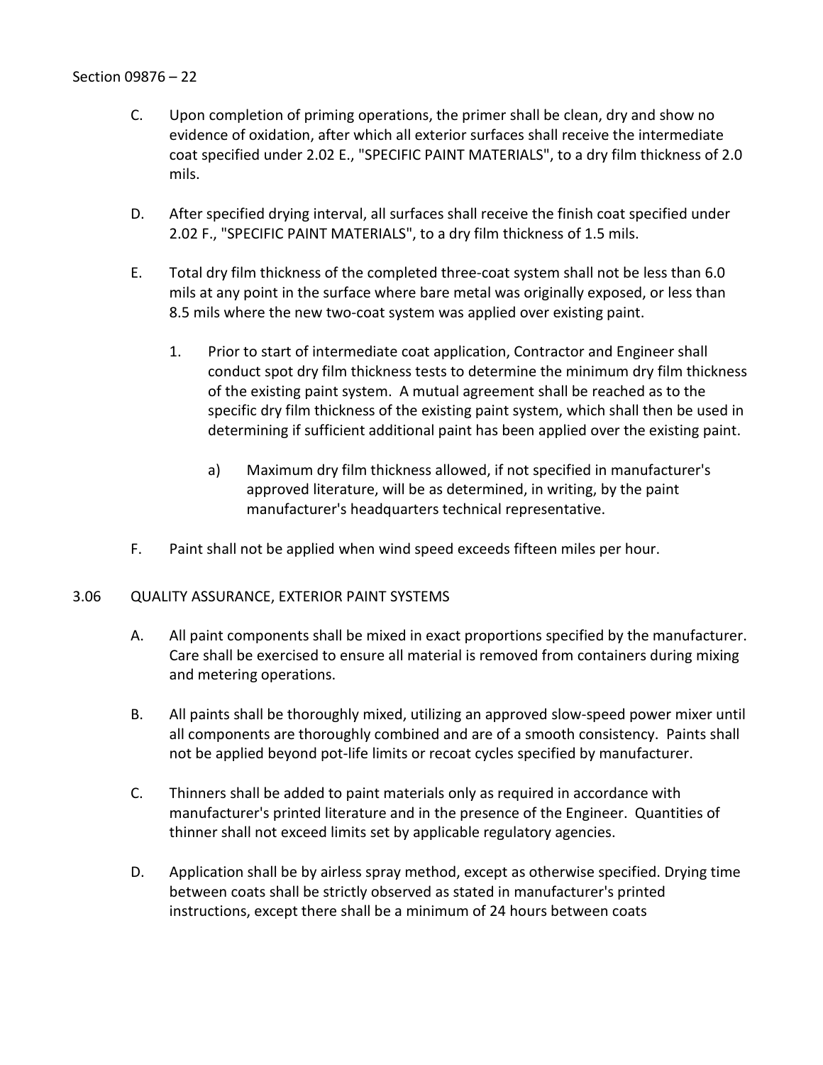C. Upon completion of priming operations, the primer shall be clean, dry and show no evidence of oxidation, after which all exterior surfaces shall receive the intermediate coat specified under 2.02 E., "SPECIFIC PAINT MATERIALS", to a dry film thickness of 2.0 mils.

D. After specified drying interval, all surfaces shall receive the finish coat specified under 2.02 F., "SPECIFIC PAINT MATERIALS", to a dry film thickness of 1.5 mils.

E. Total dry film thickness of the completed three-coat system shall not be less than 6.0 mils at any point in the surface where bare metal was originally exposed, or less than 8.5 mils where the new two-coat system was applied over existing paint.

   1. Prior to start of intermediate coat application, Contractor and Engineer shall conduct spot dry film thickness tests to determine the minimum dry film thickness of the existing paint system. A mutual agreement shall be reached as to the specific dry film thickness of the existing paint system, which shall then be used in determining if sufficient additional paint has been applied over the existing paint.

      a) Maximum dry film thickness allowed, if not specified in manufacturer's approved literature, will be as determined, in writing, by the paint manufacturer's headquarters technical representative.

F. Paint shall not be applied when wind speed exceeds fifteen miles per hour.

## 3.06 QUALITY ASSURANCE, EXTERIOR PAINT SYSTEMS

A. All paint components shall be mixed in exact proportions specified by the manufacturer. Care shall be exercised to ensure all material is removed from containers during mixing and metering operations.

B. All paints shall be thoroughly mixed, utilizing an approved slow-speed power mixer until all components are thoroughly combined and are of a smooth consistency. Paints shall not be applied beyond pot-life limits or recoat cycles specified by manufacturer.

C. Thinners shall be added to paint materials only as required in accordance with manufacturer's printed literature and in the presence of the Engineer. Quantities of thinner shall not exceed limits set by applicable regulatory agencies.

D. Application shall be by airless spray method, except as otherwise specified. Drying time between coats shall be strictly observed as stated in manufacturer's printed instructions, except there shall be a minimum of 24 hours between coats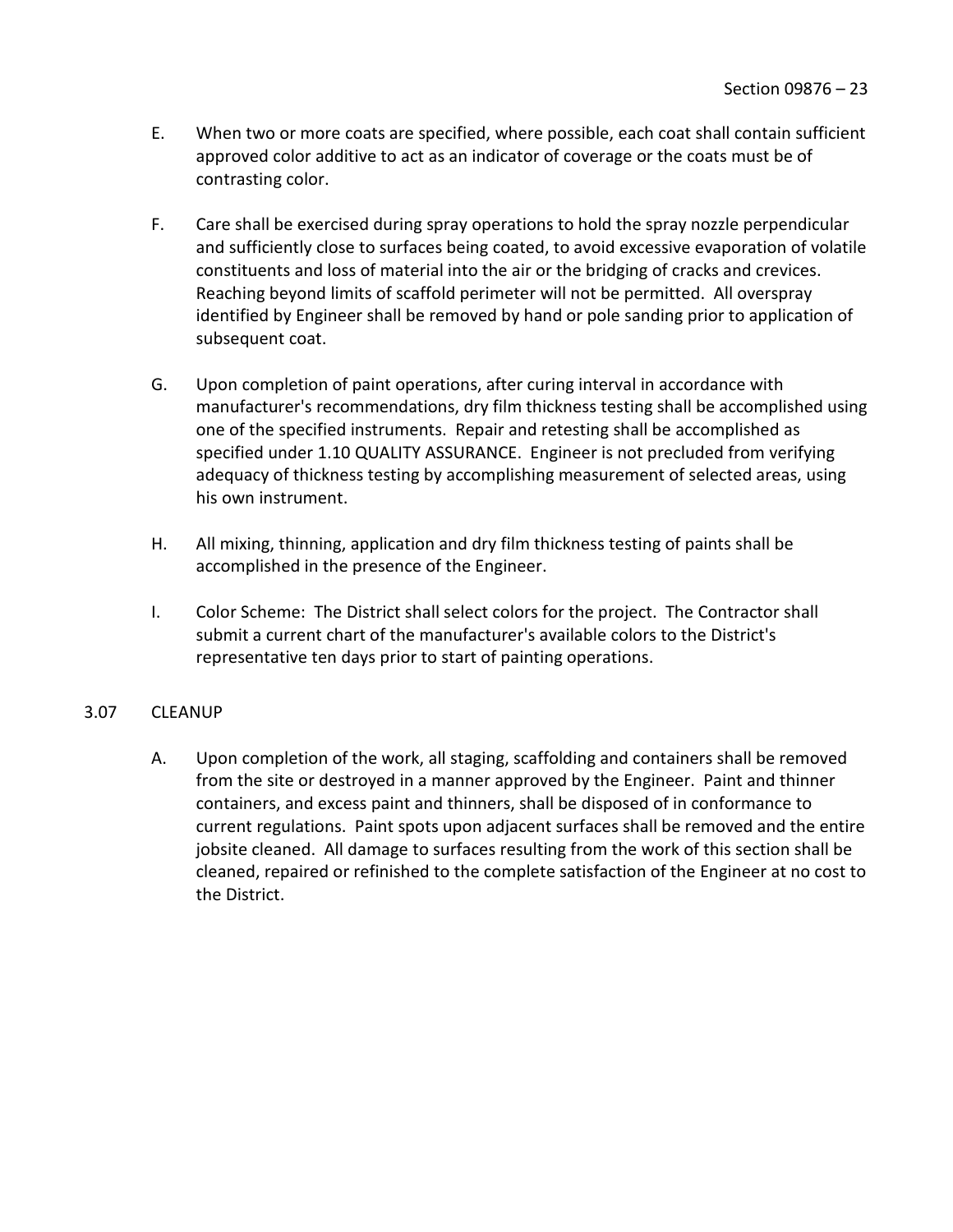E. When two or more coats are specified, where possible, each coat shall contain sufficient approved color additive to act as an indicator of coverage or the coats must be of contrasting color.

F. Care shall be exercised during spray operations to hold the spray nozzle perpendicular and sufficiently close to surfaces being coated, to avoid excessive evaporation of volatile constituents and loss of material into the air or the bridging of cracks and crevices. Reaching beyond limits of scaffold perimeter will not be permitted. All overspray identified by Engineer shall be removed by hand or pole sanding prior to application of subsequent coat.

G. Upon completion of paint operations, after curing interval in accordance with manufacturer's recommendations, dry film thickness testing shall be accomplished using one of the specified instruments. Repair and retesting shall be accomplished as specified under 1.10 QUALITY ASSURANCE. Engineer is not precluded from verifying adequacy of thickness testing by accomplishing measurement of selected areas, using his own instrument.

H. All mixing, thinning, application and dry film thickness testing of paints shall be accomplished in the presence of the Engineer.

I. Color Scheme: The District shall select colors for the project. The Contractor shall submit a current chart of the manufacturer's available colors to the District's representative ten days prior to start of painting operations.

## 3.07 CLEANUP

A. Upon completion of the work, all staging, scaffolding and containers shall be removed from the site or destroyed in a manner approved by the Engineer. Paint and thinner containers, and excess paint and thinners, shall be disposed of in conformance to current regulations. Paint spots upon adjacent surfaces shall be removed and the entire jobsite cleaned. All damage to surfaces resulting from the work of this section shall be cleaned, repaired or refinished to the complete satisfaction of the Engineer at no cost to the District.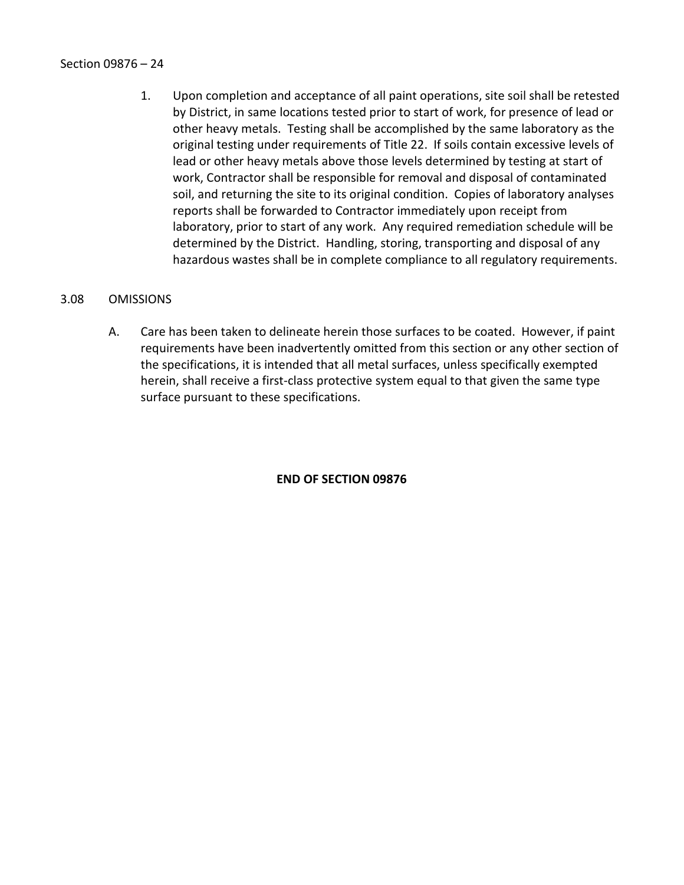1. Upon completion and acceptance of all paint operations, site soil shall be retested by District, in same locations tested prior to start of work, for presence of lead or other heavy metals. Testing shall be accomplished by the same laboratory as the original testing under requirements of Title 22. If soils contain excessive levels of lead or other heavy metals above those levels determined by testing at start of work, Contractor shall be responsible for removal and disposal of contaminated soil, and returning the site to its original condition. Copies of laboratory analyses reports shall be forwarded to Contractor immediately upon receipt from laboratory, prior to start of any work. Any required remediation schedule will be determined by the District. Handling, storing, transporting and disposal of any hazardous wastes shall be in complete compliance to all regulatory requirements.

## 3.08 OMISSIONS

A. Care has been taken to delineate herein those surfaces to be coated. However, if paint requirements have been inadvertently omitted from this section or any other section of the specifications, it is intended that all metal surfaces, unless specifically exempted herein, shall receive a first-class protective system equal to that given the same type surface pursuant to these specifications.

**END OF SECTION 09876**